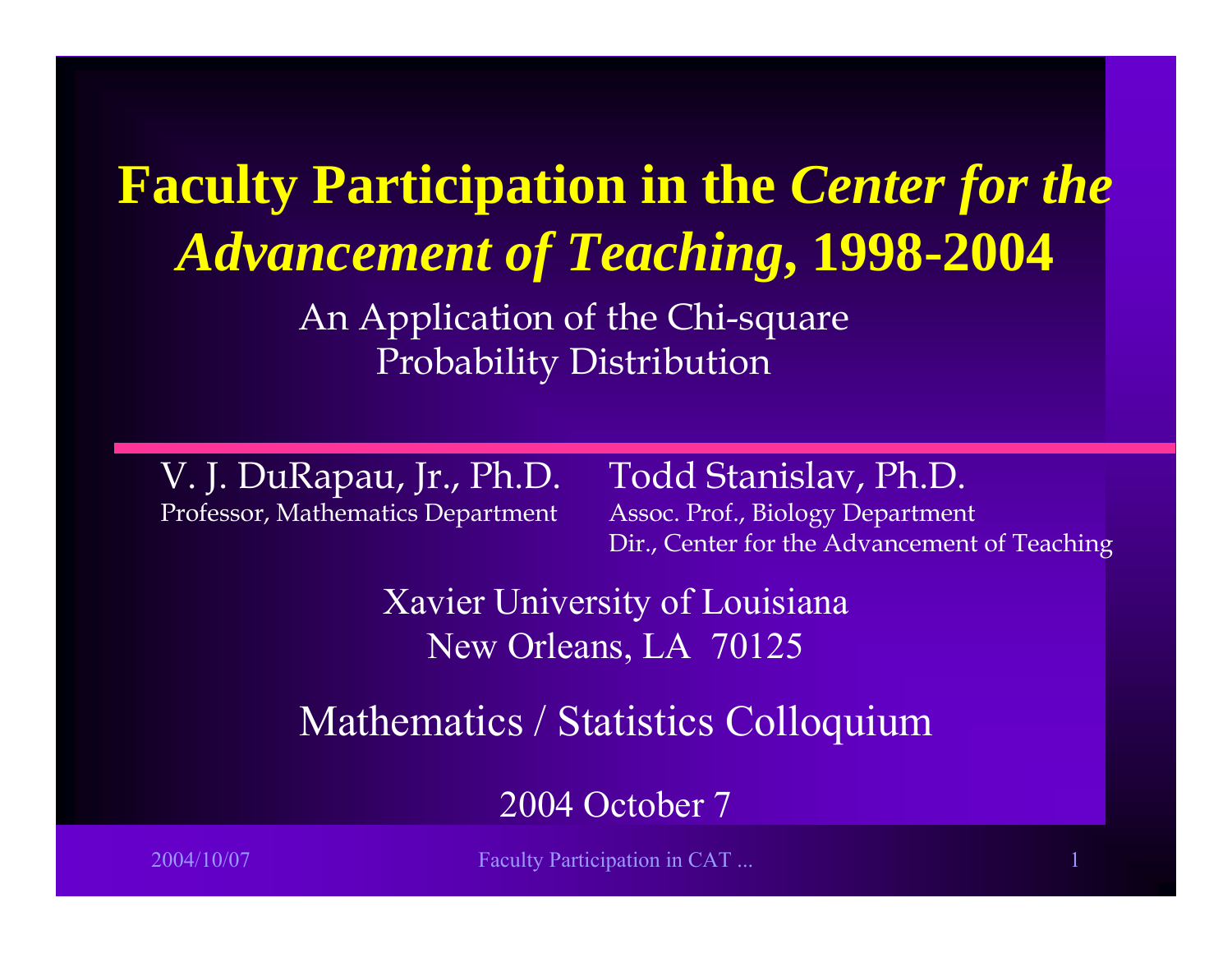# **Faculty Participation in the *Center for the Advancement of Teaching*, 1998-2004**

An Application of the Chi-square Probability Distribution

V. J. DuRapau, Jr., Ph.D.
Professor, Mathematics Department

Todd Stanislav, Ph.D.
Assoc. Prof., Biology Department
Dir., Center for the Advancement of Teaching

Xavier University of Louisiana
New Orleans, LA 70125

Mathematics / Statistics Colloquium

2004 October 7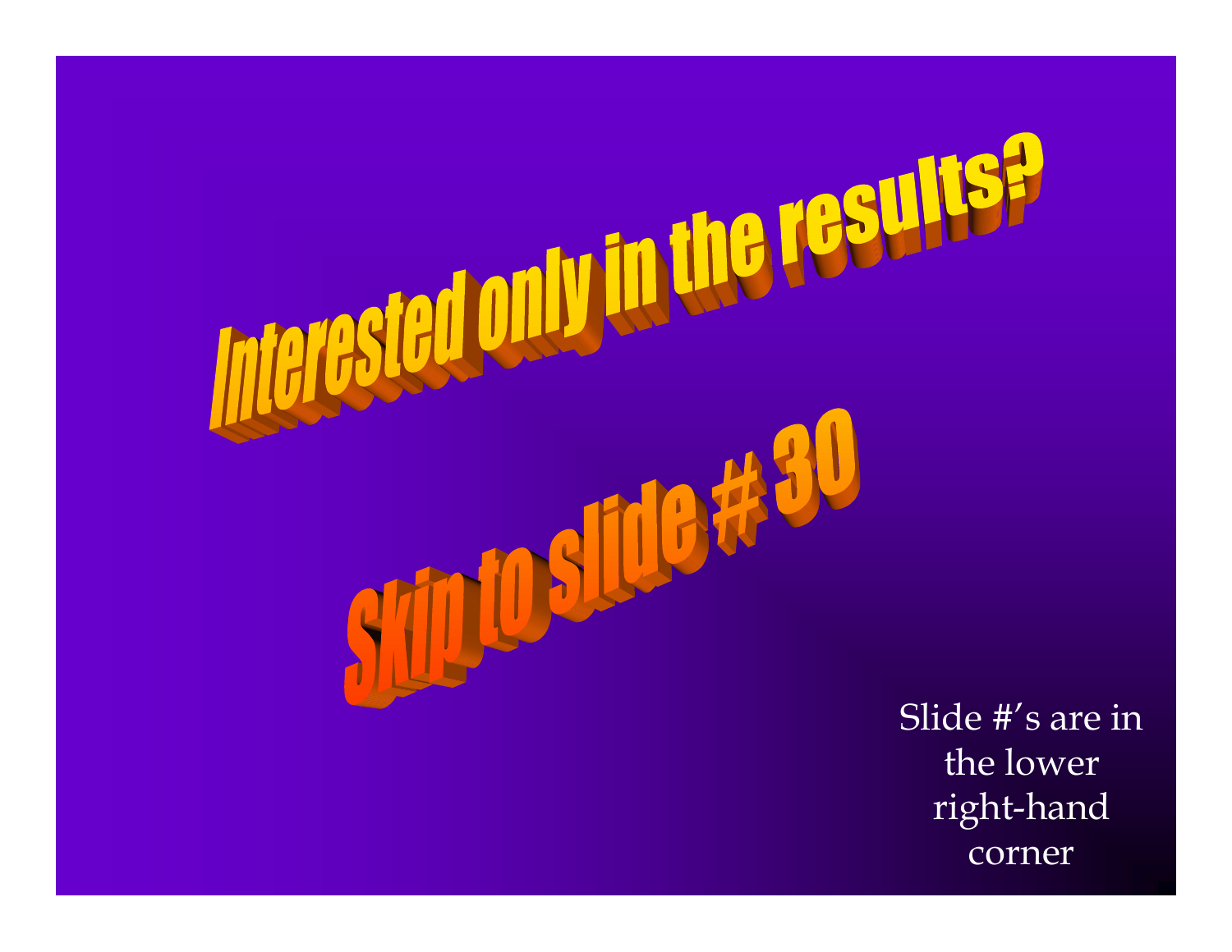# Interested only in the results?

# Skip to slide # 30

Slide #'s are in the lower right-hand corner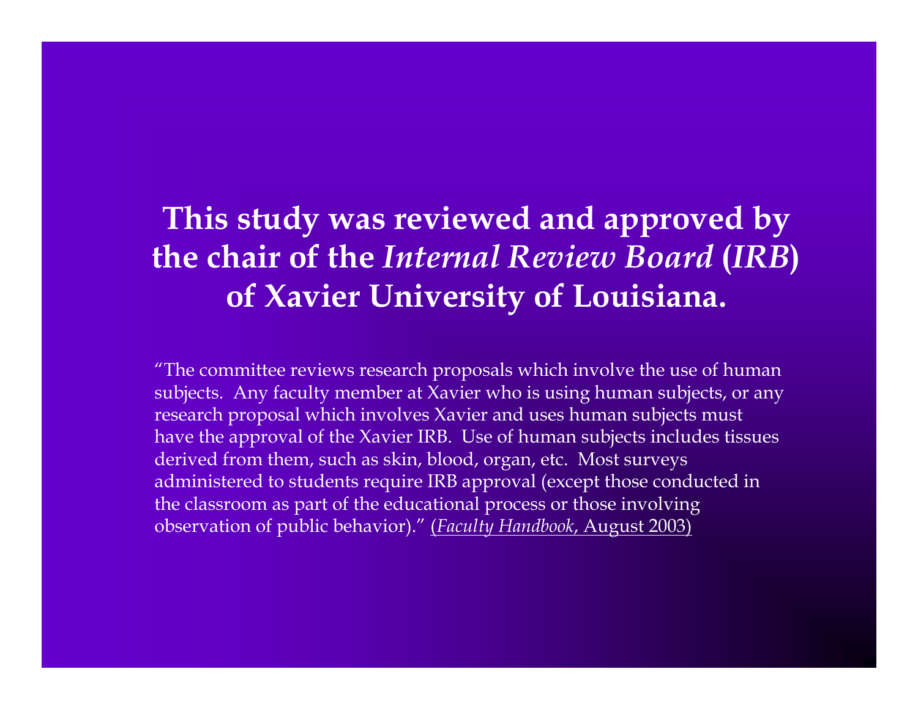# This study was reviewed and approved by the chair of the *Internal Review Board* (*IRB*) of Xavier University of Louisiana.

"The committee reviews research proposals which involve the use of human subjects. Any faculty member at Xavier who is using human subjects, or any research proposal which involves Xavier and uses human subjects must have the approval of the Xavier IRB. Use of human subjects includes tissues derived from them, such as skin, blood, organ, etc. Most surveys administered to students require IRB approval (except those conducted in the classroom as part of the educational process or those involving observation of public behavior)." (*Faculty Handbook*, August 2003)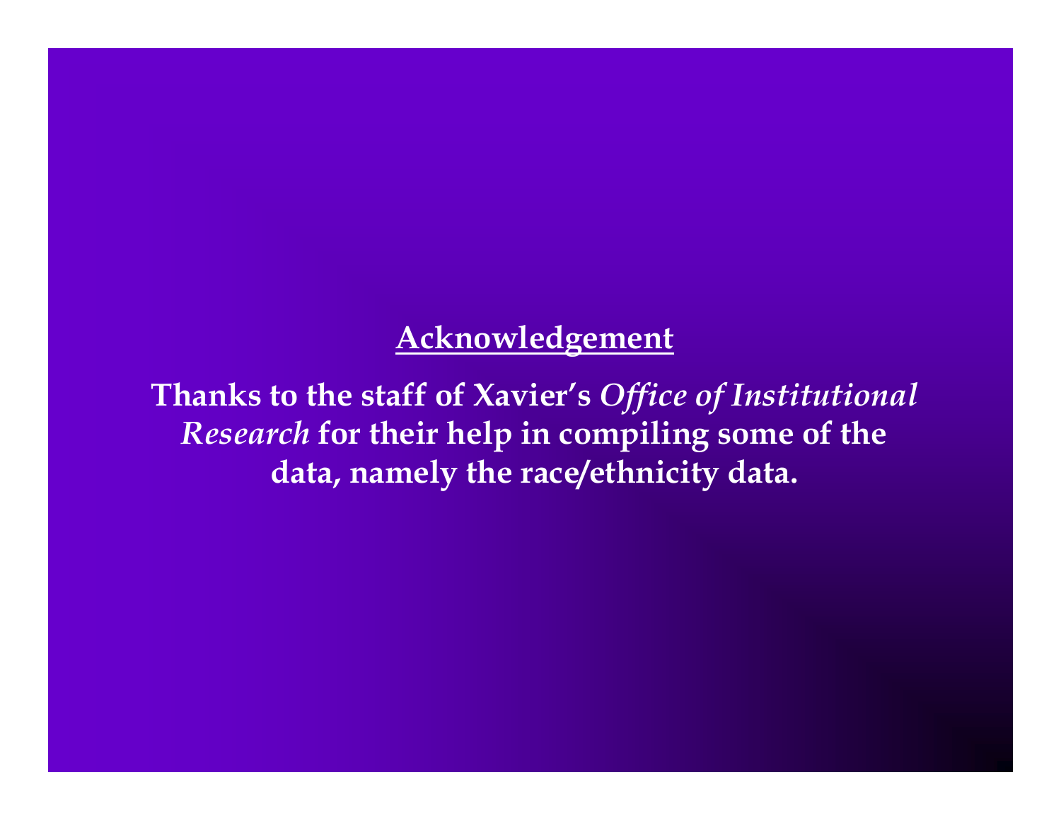**<u>Acknowledgement</u>**

**Thanks to the staff of Xavier's *Office of Institutional Research* for their help in compiling some of the data, namely the race/ethnicity data.**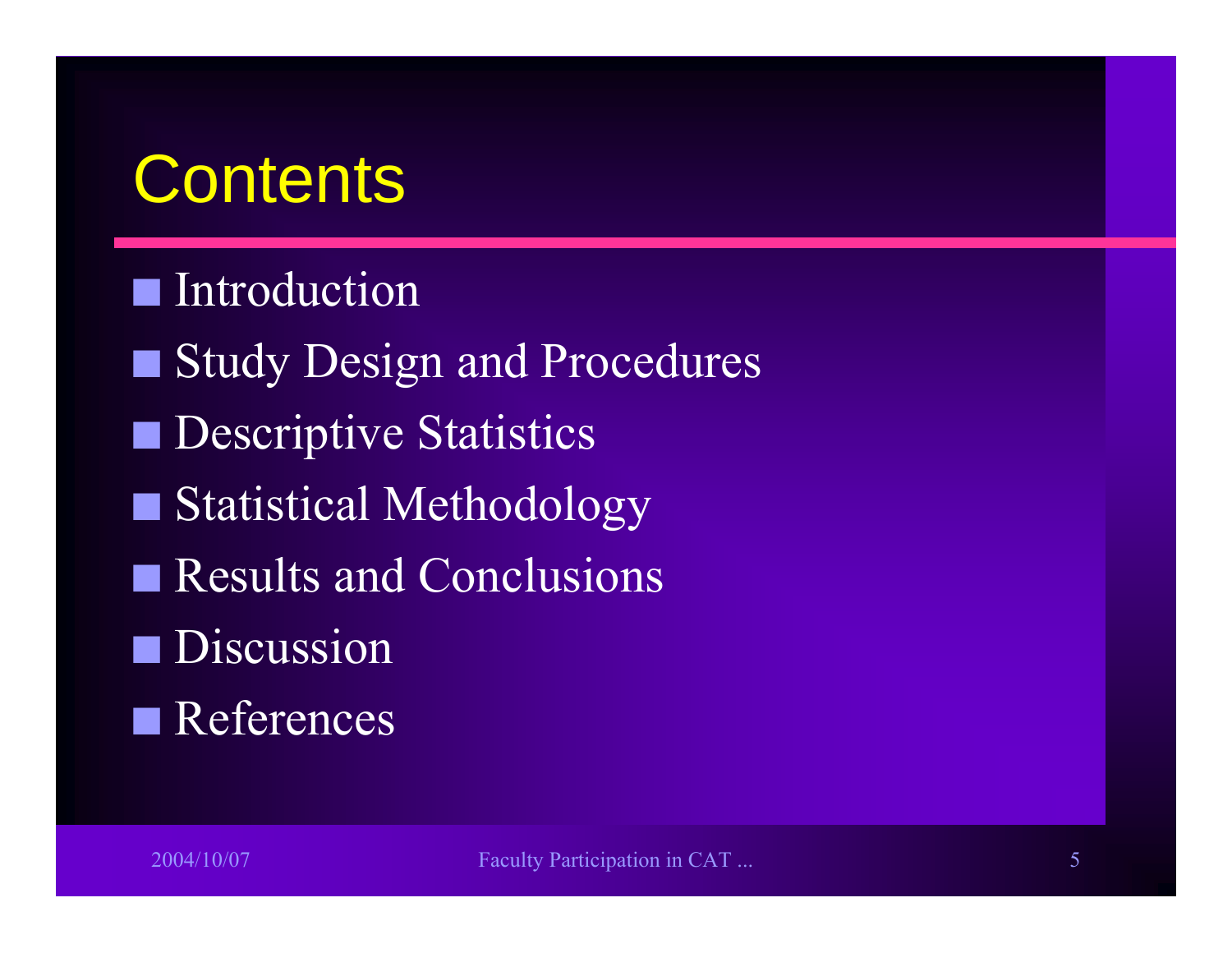# Contents

- Introduction
- Study Design and Procedures
- Descriptive Statistics
- Statistical Methodology
- Results and Conclusions
- Discussion
- References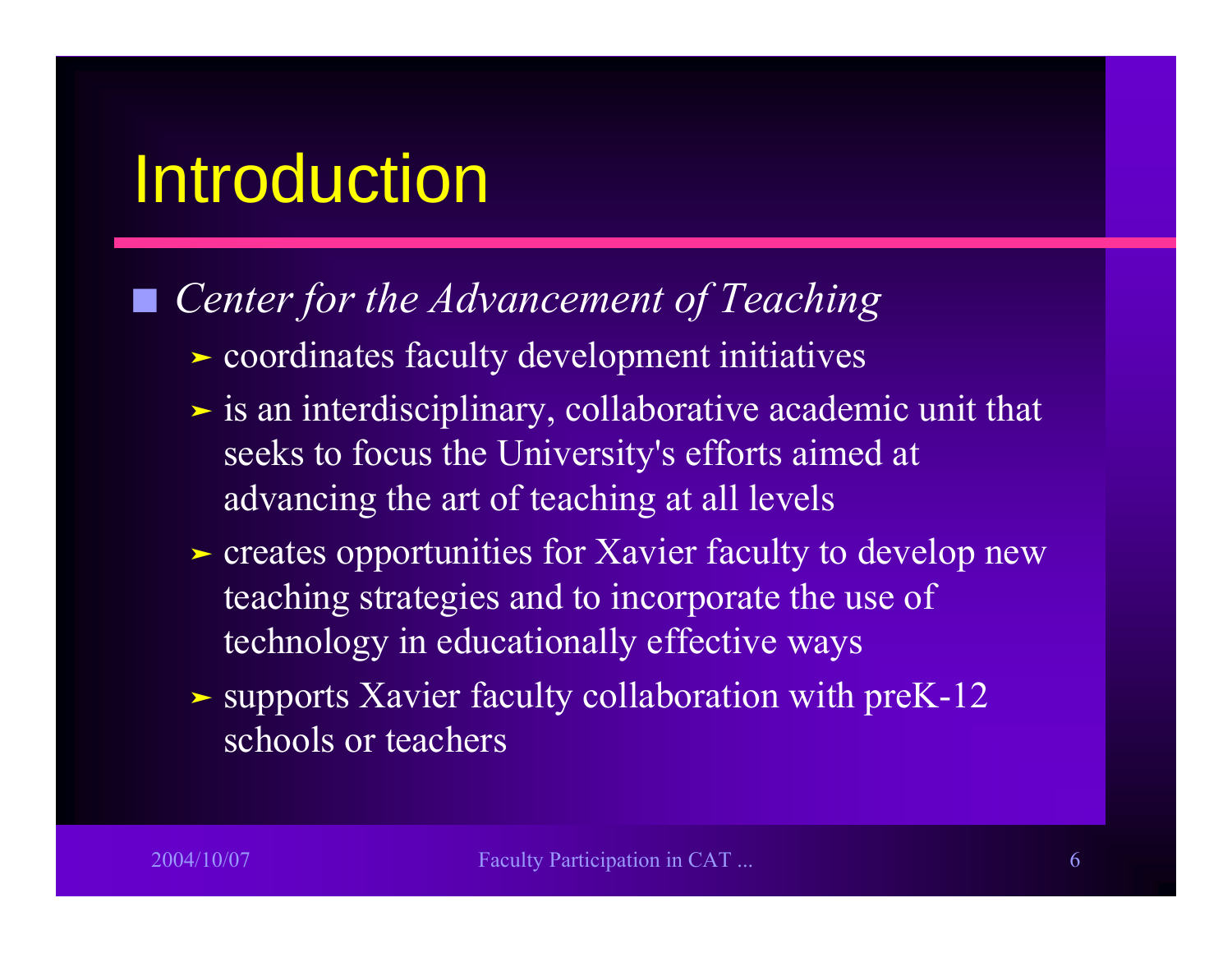# Introduction

- *Center for the Advancement of Teaching*
  - coordinates faculty development initiatives
  - is an interdisciplinary, collaborative academic unit that seeks to focus the University's efforts aimed at advancing the art of teaching at all levels
  - creates opportunities for Xavier faculty to develop new teaching strategies and to incorporate the use of technology in educationally effective ways
  - supports Xavier faculty collaboration with preK-12 schools or teachers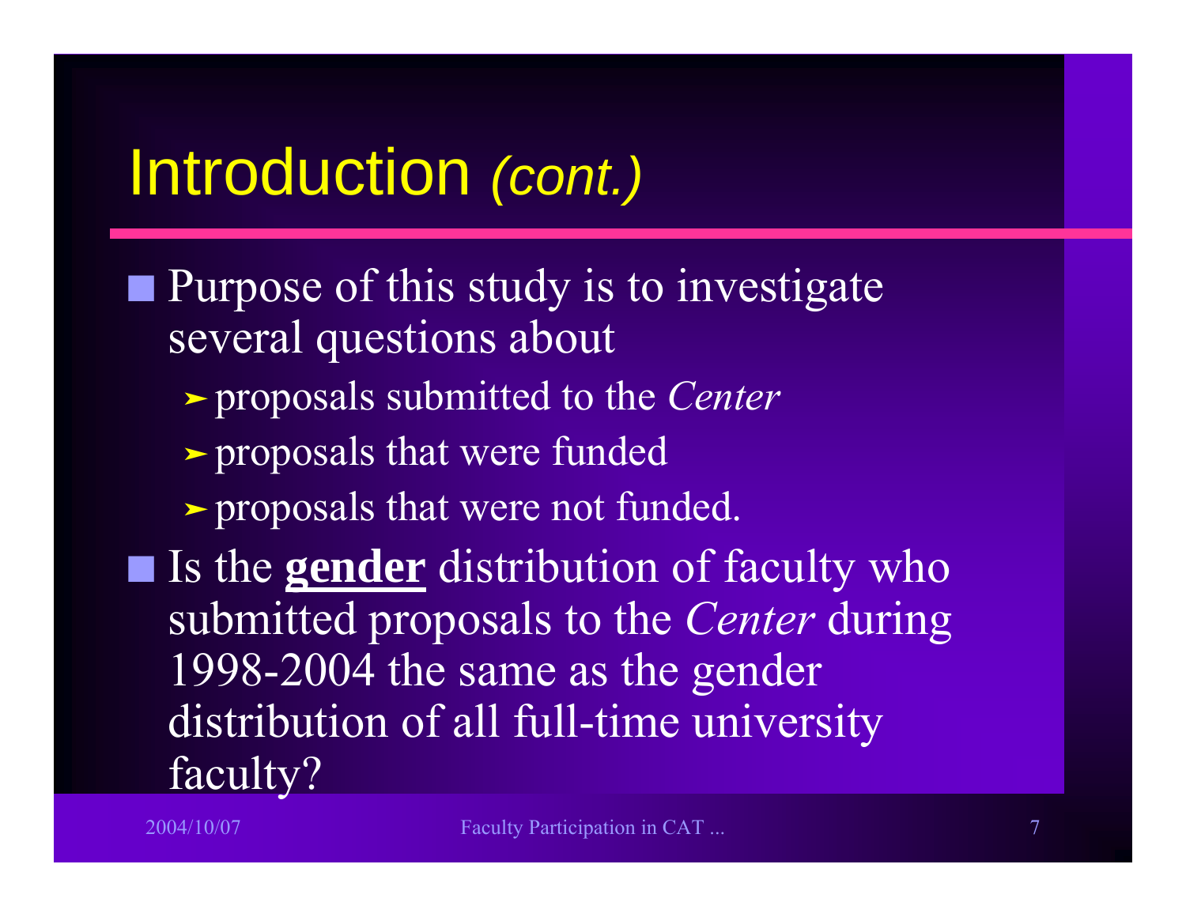# Introduction *(cont.)*

- Purpose of this study is to investigate several questions about
  - proposals submitted to the *Center*
  - proposals that were funded
  - proposals that were not funded.
- Is the **gender** distribution of faculty who submitted proposals to the *Center* during 1998-2004 the same as the gender distribution of all full-time university faculty?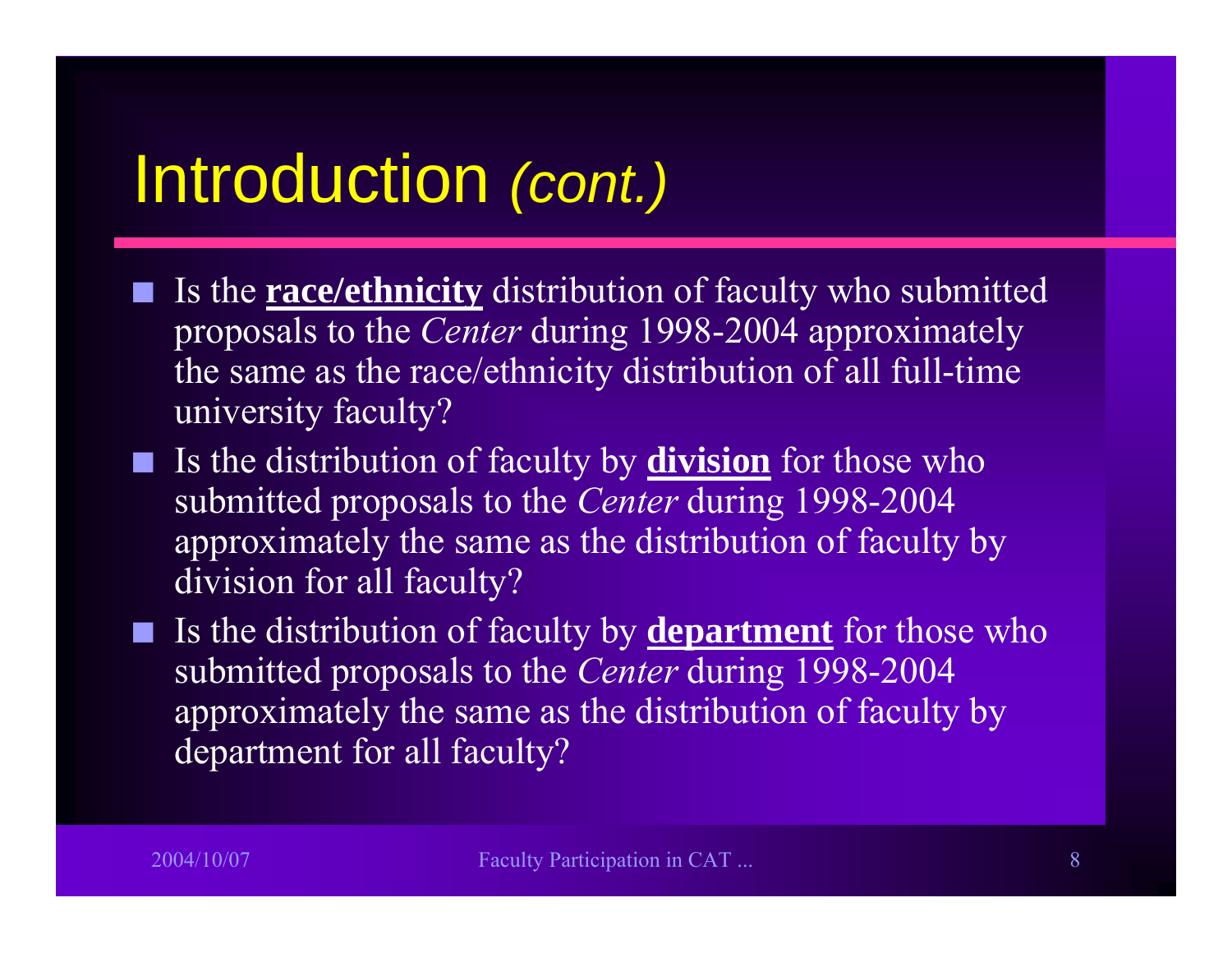# Introduction *(cont.)*

- Is the **race/ethnicity** distribution of faculty who submitted proposals to the *Center* during 1998-2004 approximately the same as the race/ethnicity distribution of all full-time university faculty?
- Is the distribution of faculty by **division** for those who submitted proposals to the *Center* during 1998-2004 approximately the same as the distribution of faculty by division for all faculty?
- Is the distribution of faculty by **department** for those who submitted proposals to the *Center* during 1998-2004 approximately the same as the distribution of faculty by department for all faculty?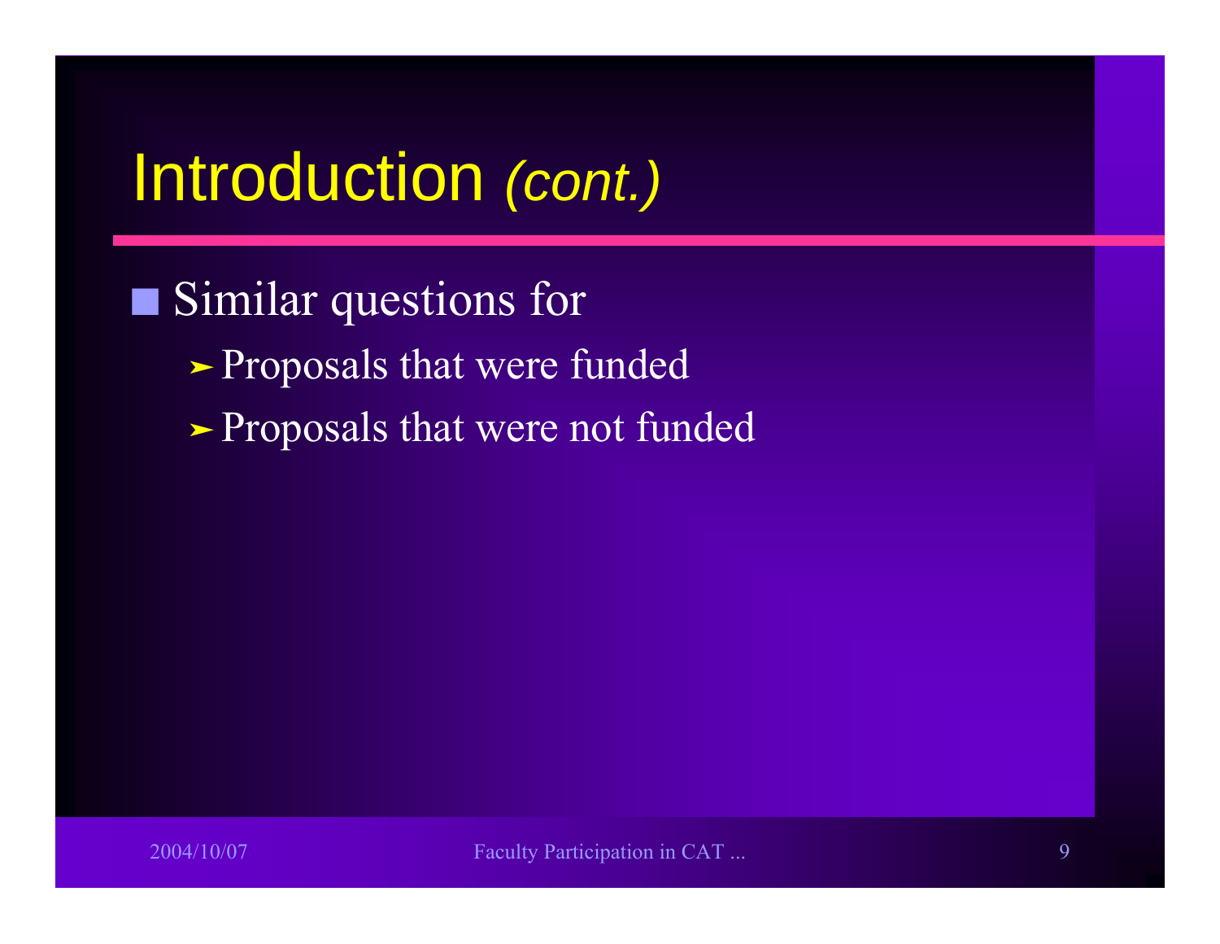# Introduction *(cont.)*

- Similar questions for
  - Proposals that were funded
  - Proposals that were not funded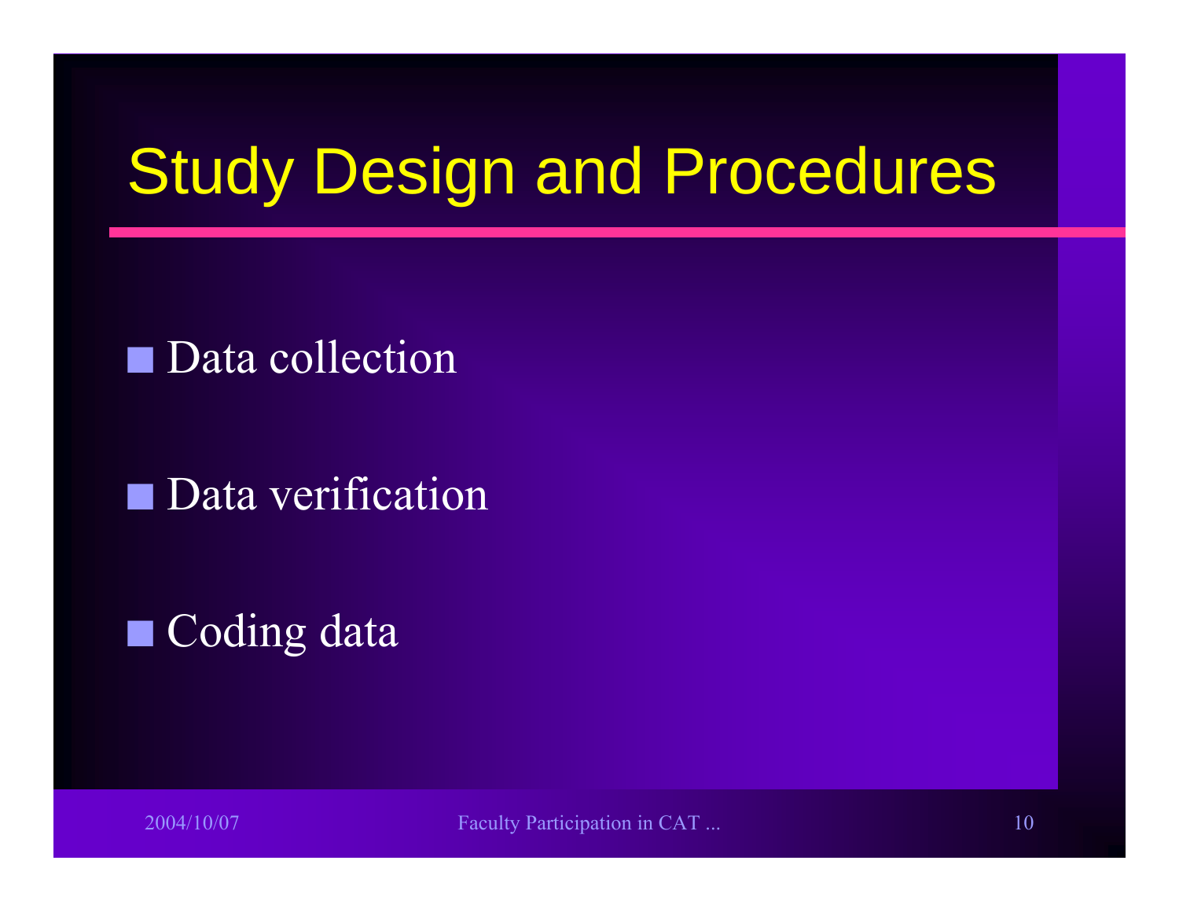# Study Design and Procedures

- Data collection
- Data verification
- Coding data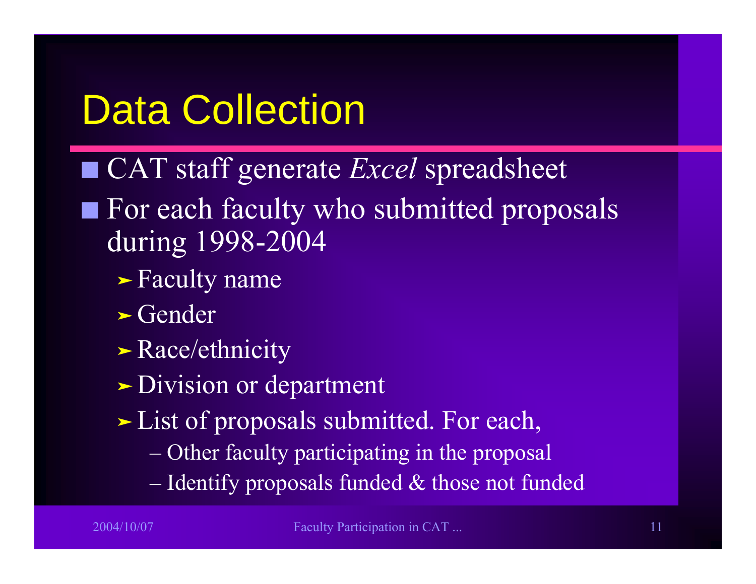# Data Collection

- CAT staff generate *Excel* spreadsheet
- For each faculty who submitted proposals during 1998-2004
  - Faculty name
  - Gender
  - Race/ethnicity
  - Division or department
  - List of proposals submitted. For each,
    - Other faculty participating in the proposal
    - Identify proposals funded & those not funded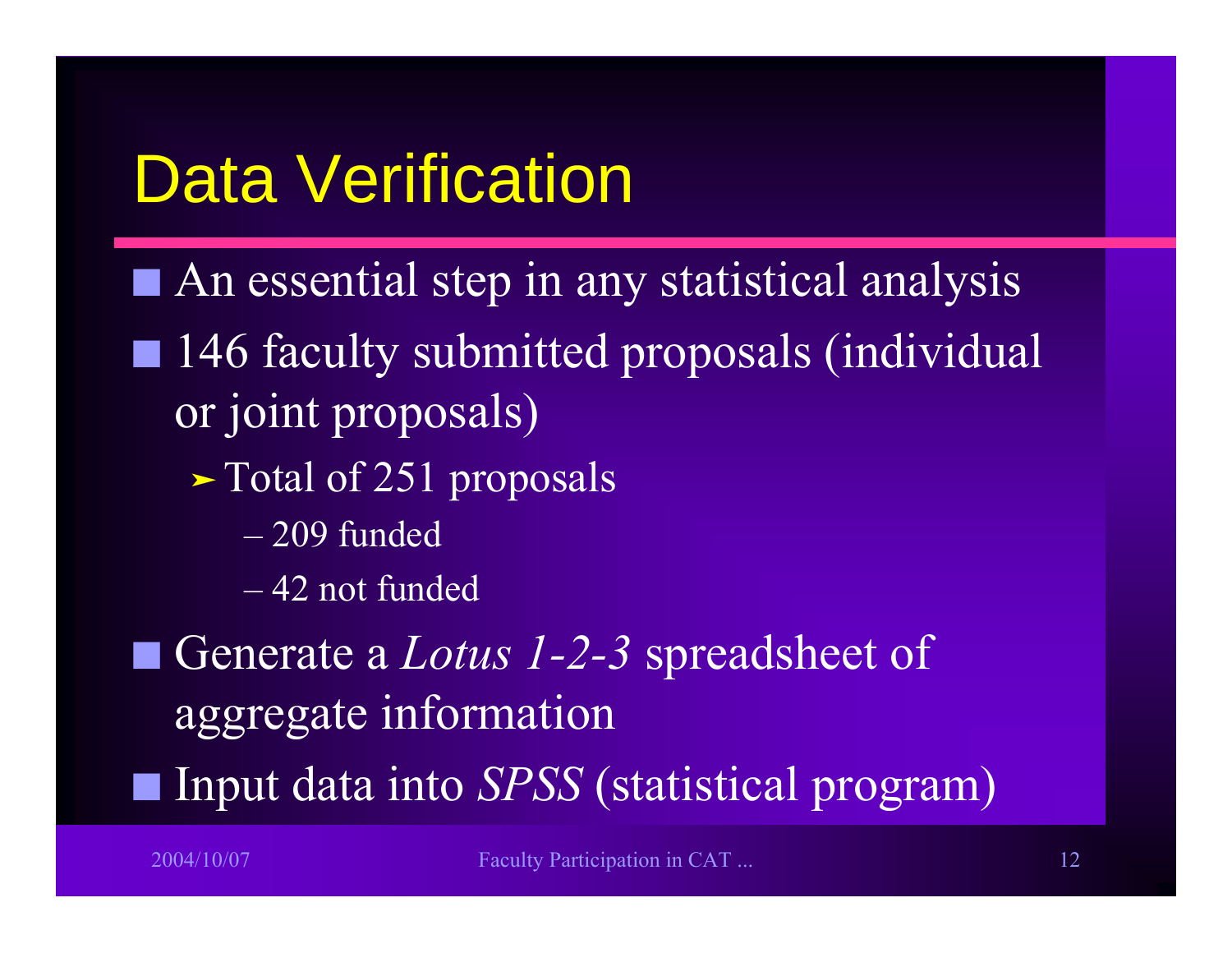# Data Verification

- An essential step in any statistical analysis
- 146 faculty submitted proposals (individual or joint proposals)
  - Total of 251 proposals
    - 209 funded
    - 42 not funded
- Generate a *Lotus 1-2-3* spreadsheet of aggregate information
- Input data into *SPSS* (statistical program)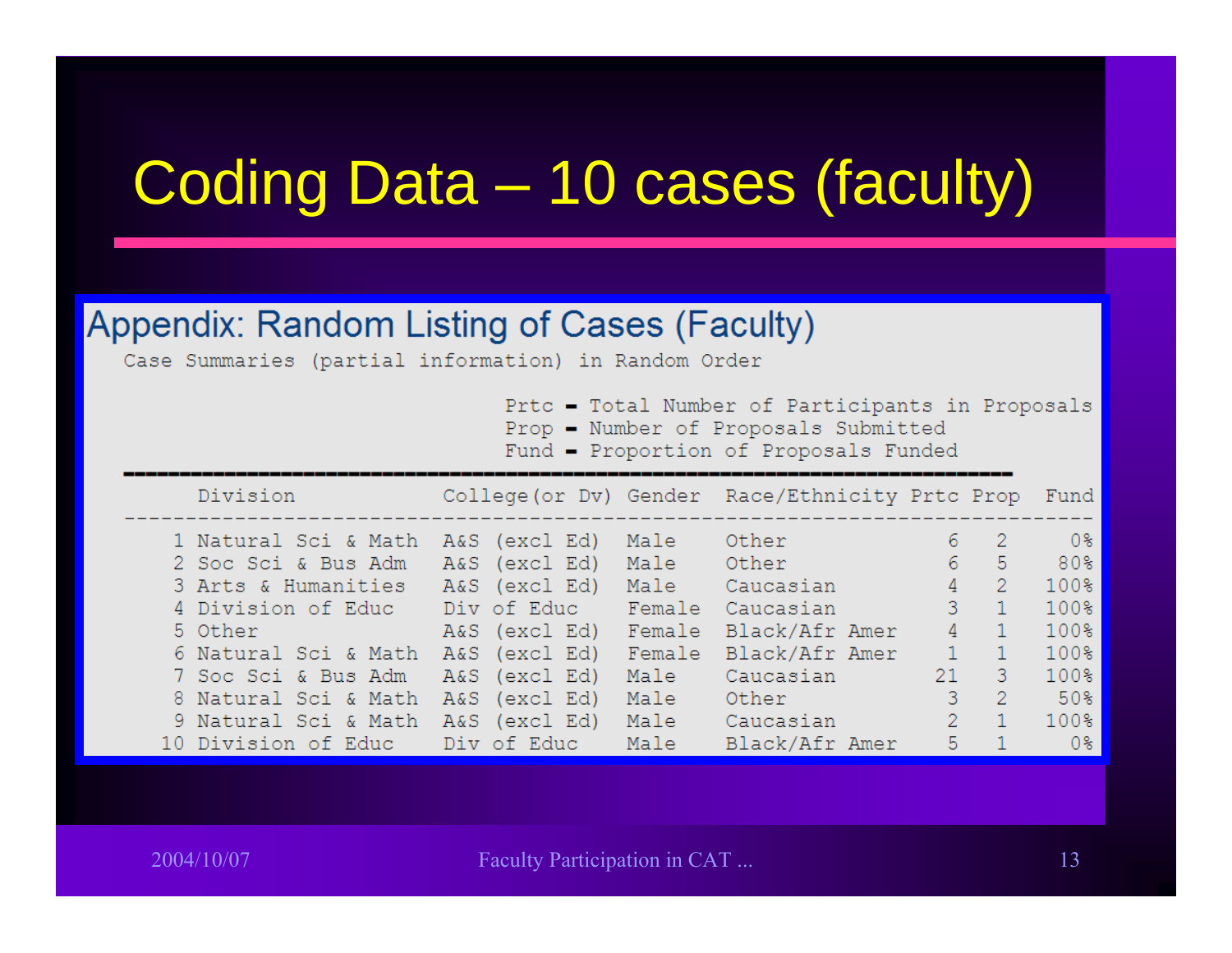# Coding Data – 10 cases (faculty)

## Appendix: Random Listing of Cases (Faculty)

Case Summaries (partial information) in Random Order

Prtc = Total Number of Participants in Proposals
Prop = Number of Proposals Submitted
Fund = Proportion of Proposals Funded

| | Division | College (or Dv) | Gender | Race/Ethnicity | Prtc | Prop | Fund |
|---|---|---|---|---|---|---|---|
| 1 | Natural Sci & Math | A&S (excl Ed) | Male | Other | 6 | 2 | 0% |
| 2 | Soc Sci & Bus Adm | A&S (excl Ed) | Male | Other | 6 | 5 | 80% |
| 3 | Arts & Humanities | A&S (excl Ed) | Male | Caucasian | 4 | 2 | 100% |
| 4 | Division of Educ | Div of Educ | Female | Caucasian | 3 | 1 | 100% |
| 5 | Other | A&S (excl Ed) | Female | Black/Afr Amer | 4 | 1 | 100% |
| 6 | Natural Sci & Math | A&S (excl Ed) | Female | Black/Afr Amer | 1 | 1 | 100% |
| 7 | Soc Sci & Bus Adm | A&S (excl Ed) | Male | Caucasian | 21 | 3 | 100% |
| 8 | Natural Sci & Math | A&S (excl Ed) | Male | Other | 3 | 2 | 50% |
| 9 | Natural Sci & Math | A&S (excl Ed) | Male | Caucasian | 2 | 1 | 100% |
| 10 | Division of Educ | Div of Educ | Male | Black/Afr Amer | 5 | 1 | 0% |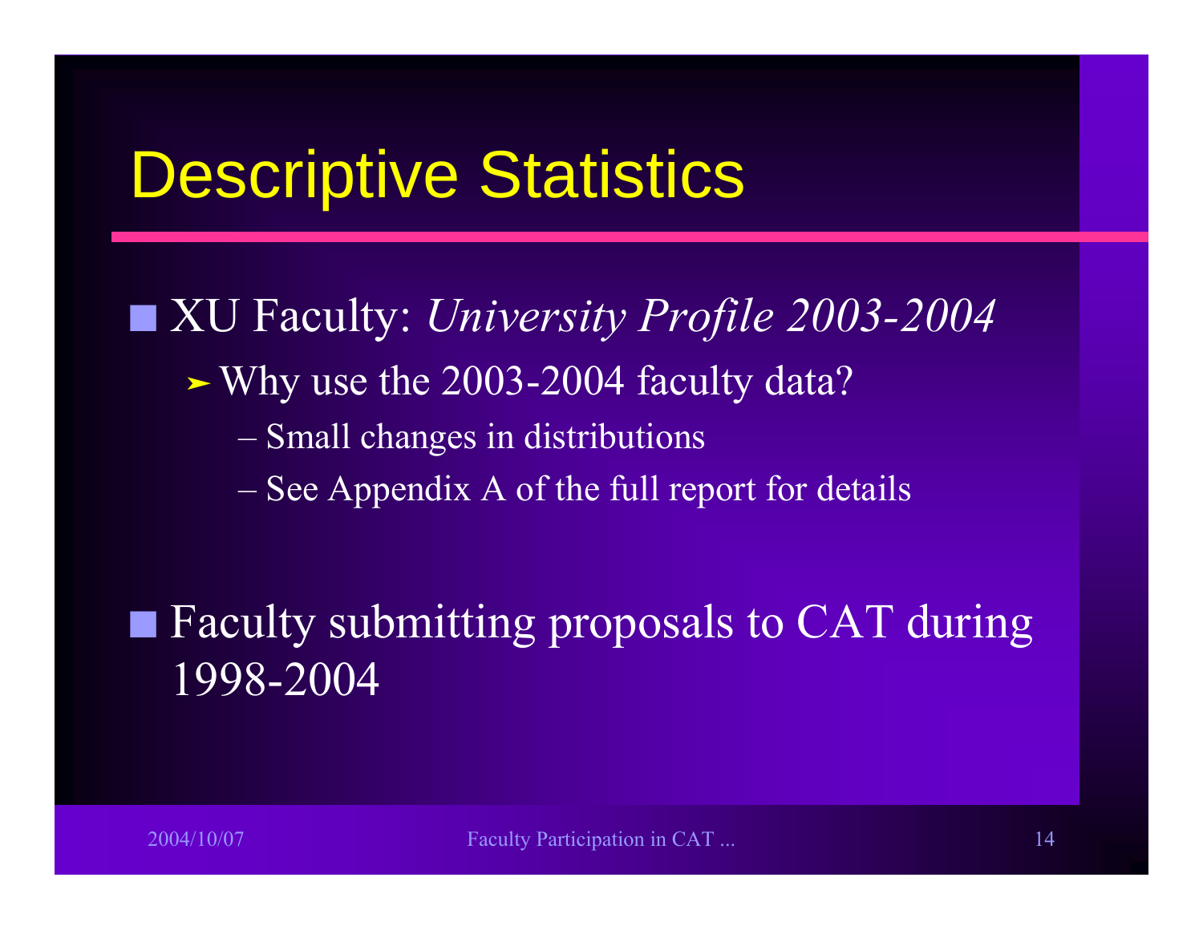# Descriptive Statistics

- XU Faculty: *University Profile 2003-2004*
  - Why use the 2003-2004 faculty data?
    - Small changes in distributions
    - See Appendix A of the full report for details

- Faculty submitting proposals to CAT during 1998-2004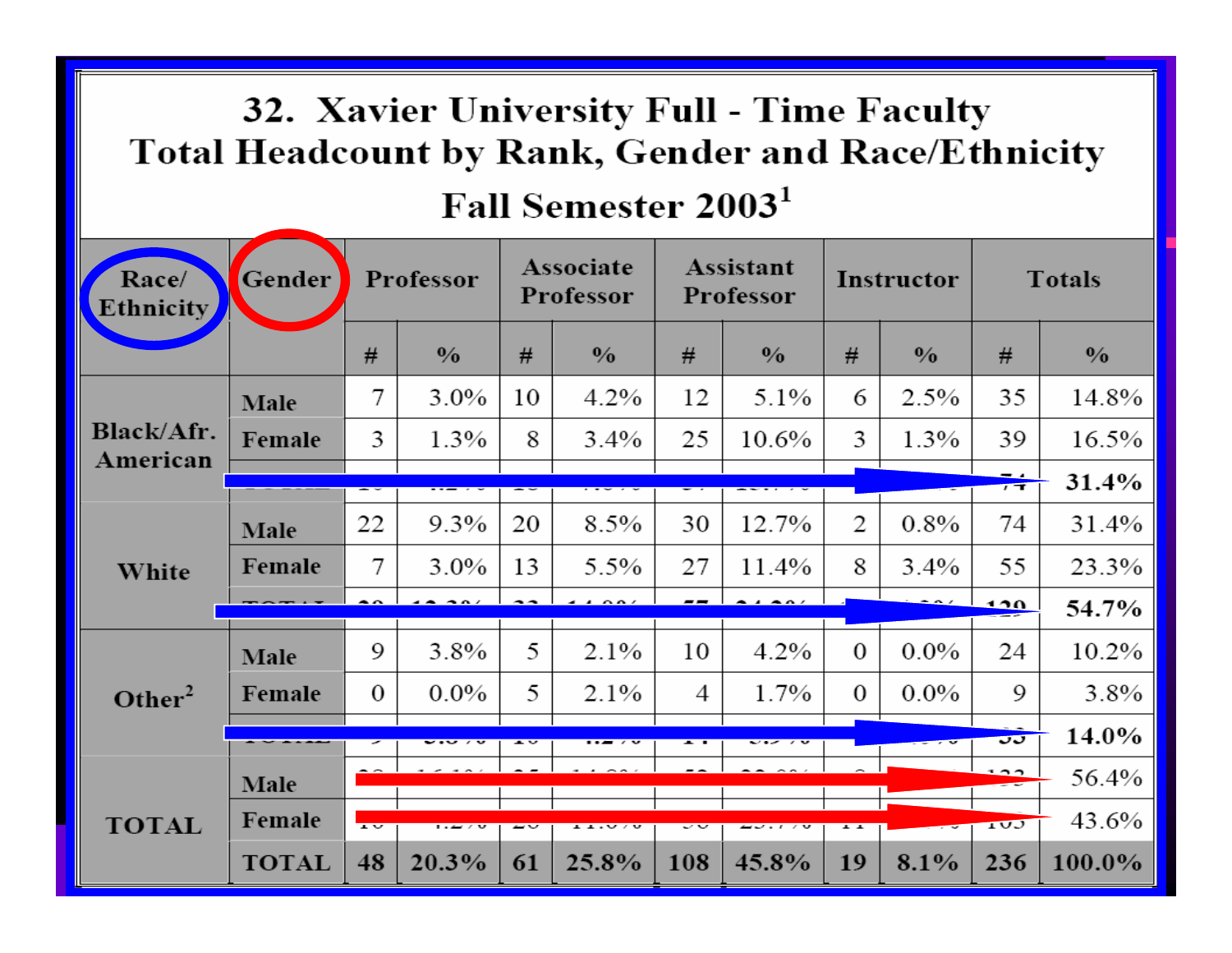# 32. Xavier University Full - Time Faculty Total Headcount by Rank, Gender and Race/Ethnicity

## Fall Semester 2003[1]

| Race/ Ethnicity | Gender | Professor | | Associate Professor | | Assistant Professor | | Instructor | | Totals | |
|---|---|---|---|---|---|---|---|---|---|---|---|
| | | # | % | # | % | # | % | # | % | # | % |
| Black/Afr. American | Male | 7 | 3.0% | 10 | 4.2% | 12 | 5.1% | 6 | 2.5% | 35 | 14.8% |
| | Female | 3 | 1.3% | 8 | 3.4% | 25 | 10.6% | 3 | 1.3% | 39 | 16.5% |
| | TOTAL | | | | | | | | | 74 | **31.4%** |
| White | Male | 22 | 9.3% | 20 | 8.5% | 30 | 12.7% | 2 | 0.8% | 74 | 31.4% |
| | Female | 7 | 3.0% | 13 | 5.5% | 27 | 11.4% | 8 | 3.4% | 55 | 23.3% |
| | TOTAL | | | | | | | | | 129 | **54.7%** |
| Other[2] | Male | 9 | 3.8% | 5 | 2.1% | 10 | 4.2% | 0 | 0.0% | 24 | 10.2% |
| | Female | 0 | 0.0% | 5 | 2.1% | 4 | 1.7% | 0 | 0.0% | 9 | 3.8% |
| | TOTAL | | | | | | | | | 33 | **14.0%** |
| TOTAL | Male | | | | | | | | | 133 | 56.4% |
| | Female | | | | | | | | | 103 | 43.6% |
| | **TOTAL** | **48** | **20.3%** | **61** | **25.8%** | **108** | **45.8%** | **19** | **8.1%** | **236** | **100.0%** |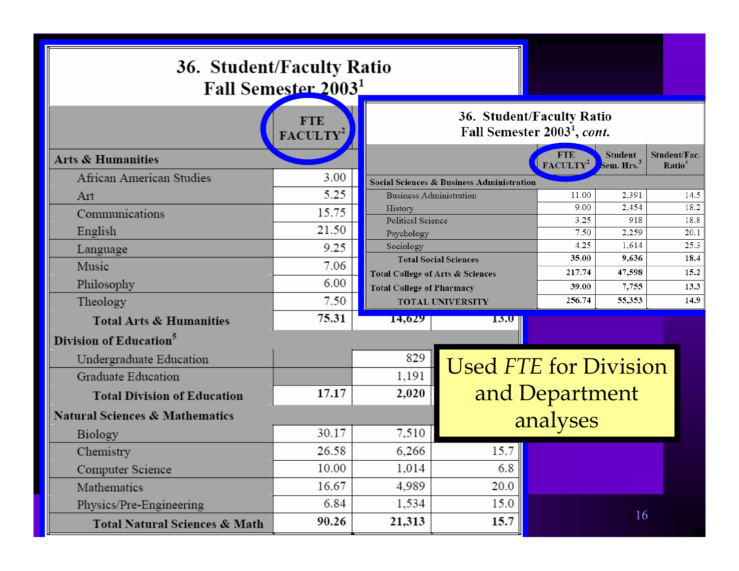## 36. Student/Faculty Ratio Fall Semester 2003[1]

| | FTE FACULTY[2] | | |
|---|---|---|---|
| **Arts & Humanities** | | | |
| African American Studies | 3.00 | | |
| Art | 5.25 | | |
| Communications | 15.75 | | |
| English | 21.50 | | |
| Language | 9.25 | | |
| Music | 7.06 | | |
| Philosophy | 6.00 | | |
| Theology | 7.50 | | |
| **Total Arts & Humanities** | **75.31** | **14,629** | **13.0** |
| **Division of Education[5]** | | | |
| Undergraduate Education | | 829 | |
| Graduate Education | | 1,191 | |
| **Total Division of Education** | **17.17** | **2,020** | |
| **Natural Sciences & Mathematics** | | | |
| Biology | 30.17 | 7,510 | |
| Chemistry | 26.58 | 6,266 | 15.7 |
| Computer Science | 10.00 | 1,014 | 6.8 |
| Mathematics | 16.67 | 4,989 | 20.0 |
| Physics/Pre-Engineering | 6.84 | 1,534 | 15.0 |
| **Total Natural Sciences & Math** | **90.26** | **21,313** | **15.7** |

## 36. Student/Faculty Ratio Fall Semester 2003[1], *cont.*

| | FTE FACULTY[2] | Student Sem. Hrs.[3] | Student/Fac. Ratio[4] |
|---|---|---|---|
| **Social Sciences & Business Administration** | | | |
| Business Administration | 11.00 | 2,391 | 14.5 |
| History | 9.00 | 2,454 | 18.2 |
| Political Science | 3.25 | 918 | 18.8 |
| Psychology | 7.50 | 2,259 | 20.1 |
| Sociology | 4.25 | 1,614 | 25.3 |
| **Total Social Sciences** | **35.00** | **9,636** | **18.4** |
| **Total College of Arts & Sciences** | **217.74** | **47,598** | **15.2** |
| **Total College of Pharmacy** | **39.00** | **7,755** | **13.3** |
| **TOTAL UNIVERSITY** | **256.74** | **55,353** | **14.9** |

Used *FTE* for Division and Department analyses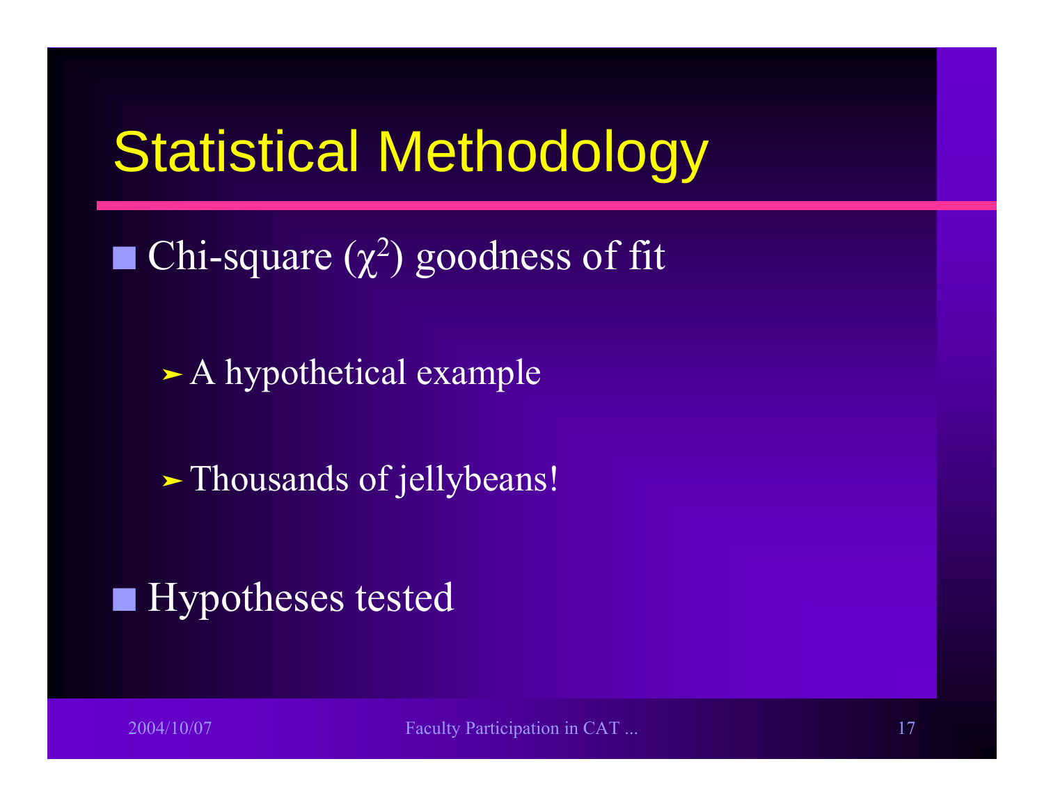# Statistical Methodology

- Chi-square ($\chi^2$) goodness of fit
  - A hypothetical example
  - Thousands of jellybeans!
- Hypotheses tested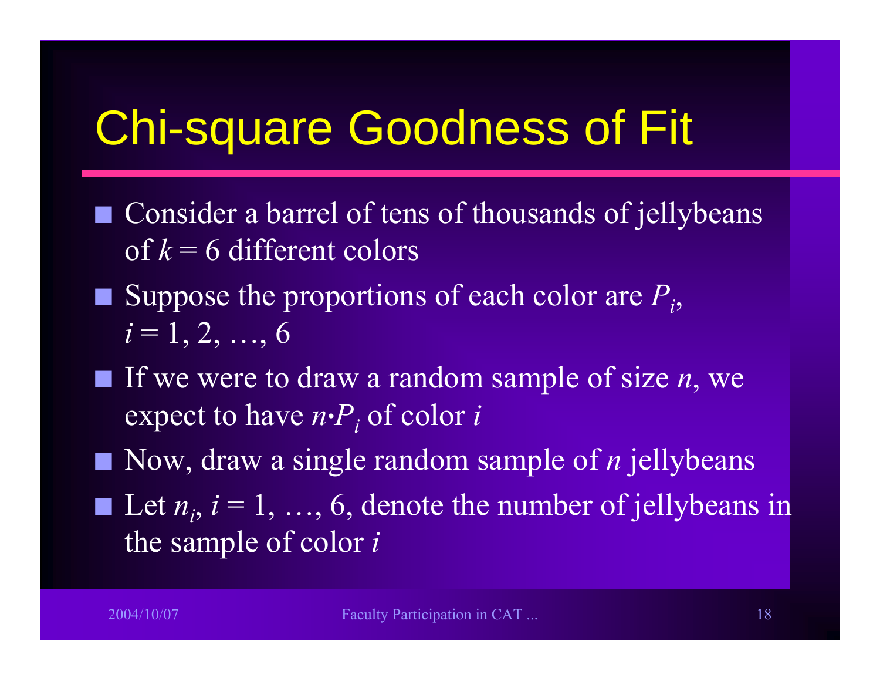# Chi-square Goodness of Fit

- Consider a barrel of tens of thousands of jellybeans of $k = 6$ different colors
- Suppose the proportions of each color are $P_i$, $i = 1, 2, \ldots, 6$
- If we were to draw a random sample of size $n$, we expect to have $n \cdot P_i$ of color $i$
- Now, draw a single random sample of $n$ jellybeans
- Let $n_i$, $i = 1, \ldots, 6$, denote the number of jellybeans in the sample of color $i$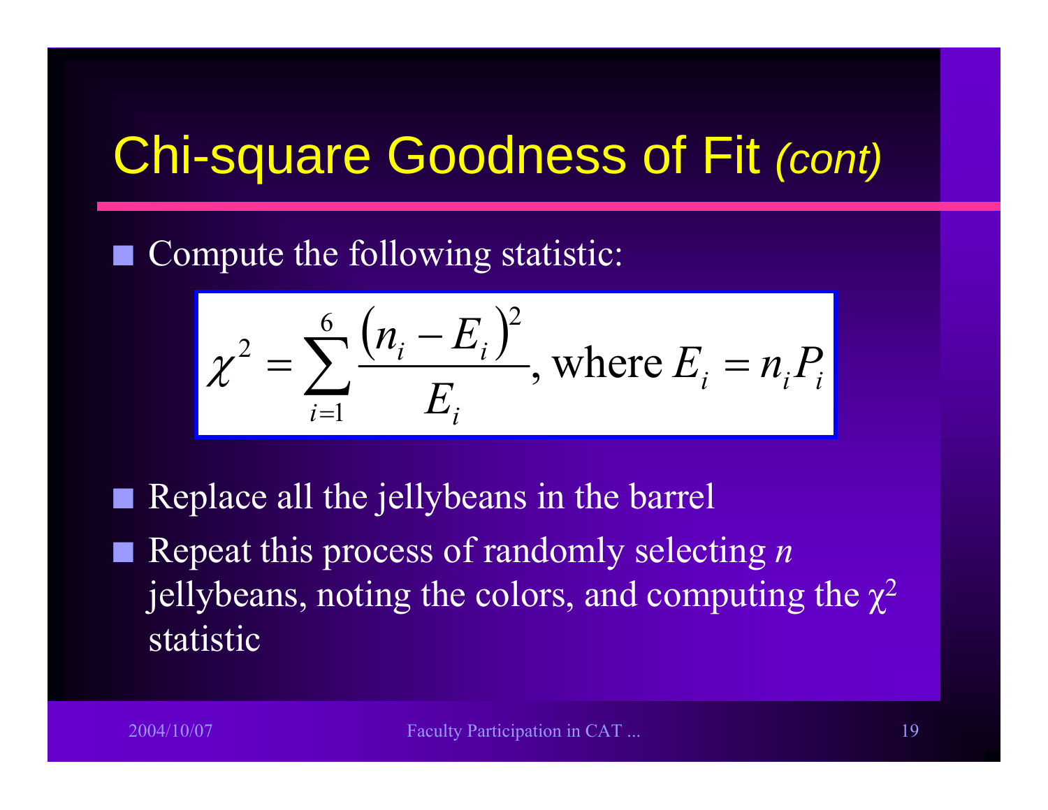# Chi-square Goodness of Fit *(cont)*

- Compute the following statistic:

$$\chi^2 = \sum_{i=1}^{6} \frac{(n_i - E_i)^2}{E_i}, \text{ where } E_i = n_i P_i$$

- Replace all the jellybeans in the barrel
- Repeat this process of randomly selecting *n* jellybeans, noting the colors, and computing the $\chi^2$ statistic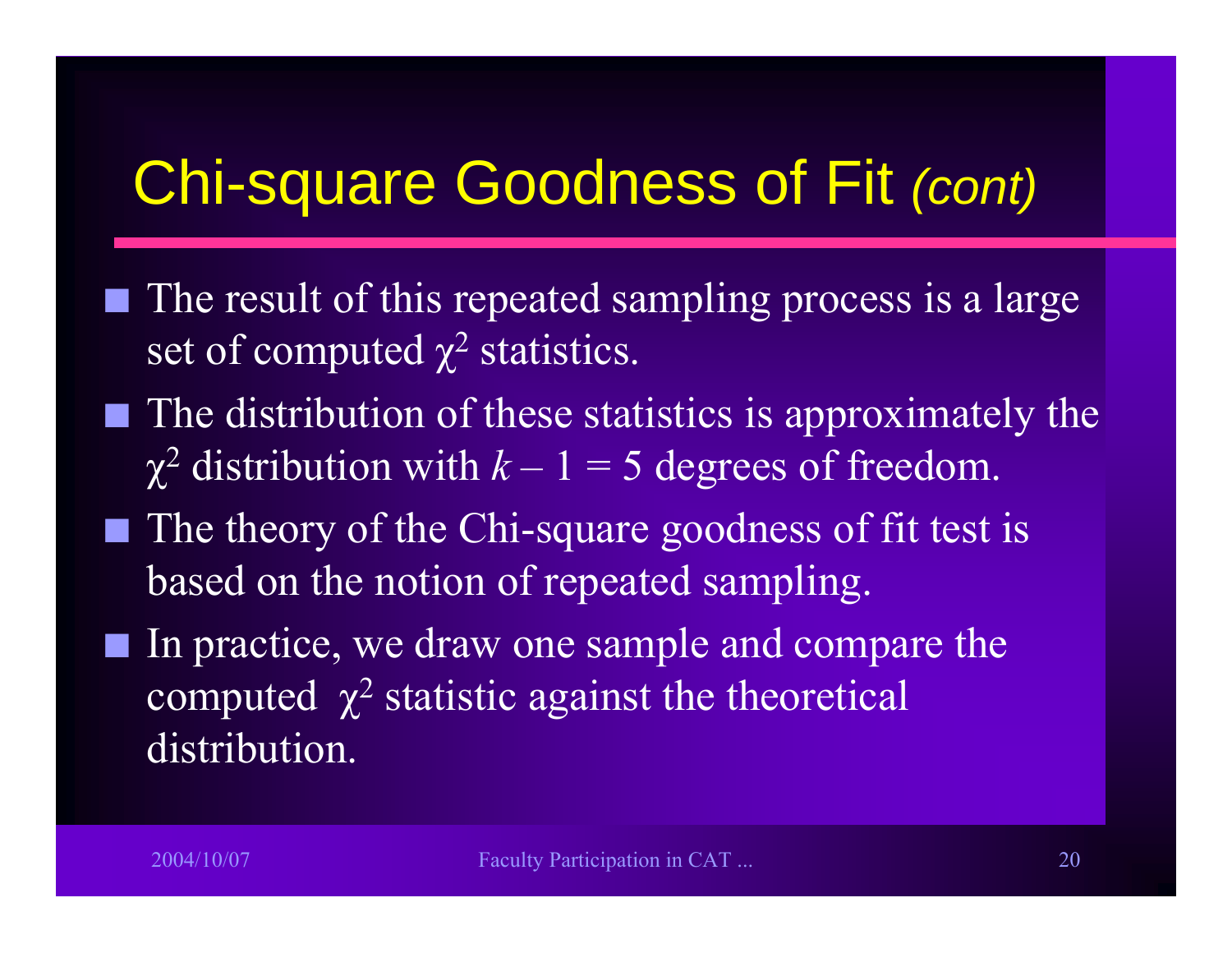# Chi-square Goodness of Fit *(cont)*

- The result of this repeated sampling process is a large set of computed $\chi^2$ statistics.
- The distribution of these statistics is approximately the $\chi^2$ distribution with $k - 1 = 5$ degrees of freedom.
- The theory of the Chi-square goodness of fit test is based on the notion of repeated sampling.
- In practice, we draw one sample and compare the computed $\chi^2$ statistic against the theoretical distribution.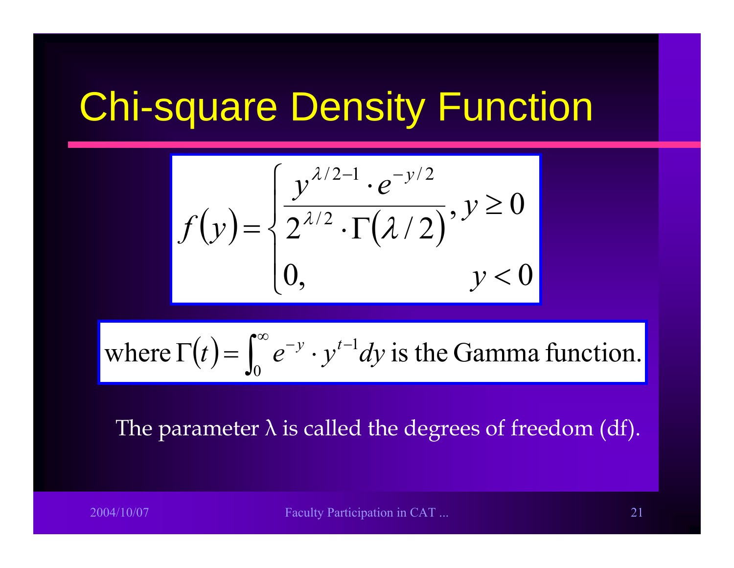# Chi-square Density Function

$$f(y) = \begin{cases} \dfrac{y^{\lambda/2-1} \cdot e^{-y/2}}{2^{\lambda/2} \cdot \Gamma(\lambda/2)}, & y \geq 0 \\ 0, & y < 0 \end{cases}$$

where $\Gamma(t) = \int_0^\infty e^{-y} \cdot y^{t-1} dy$ is the Gamma function.

The parameter $\lambda$ is called the degrees of freedom (df).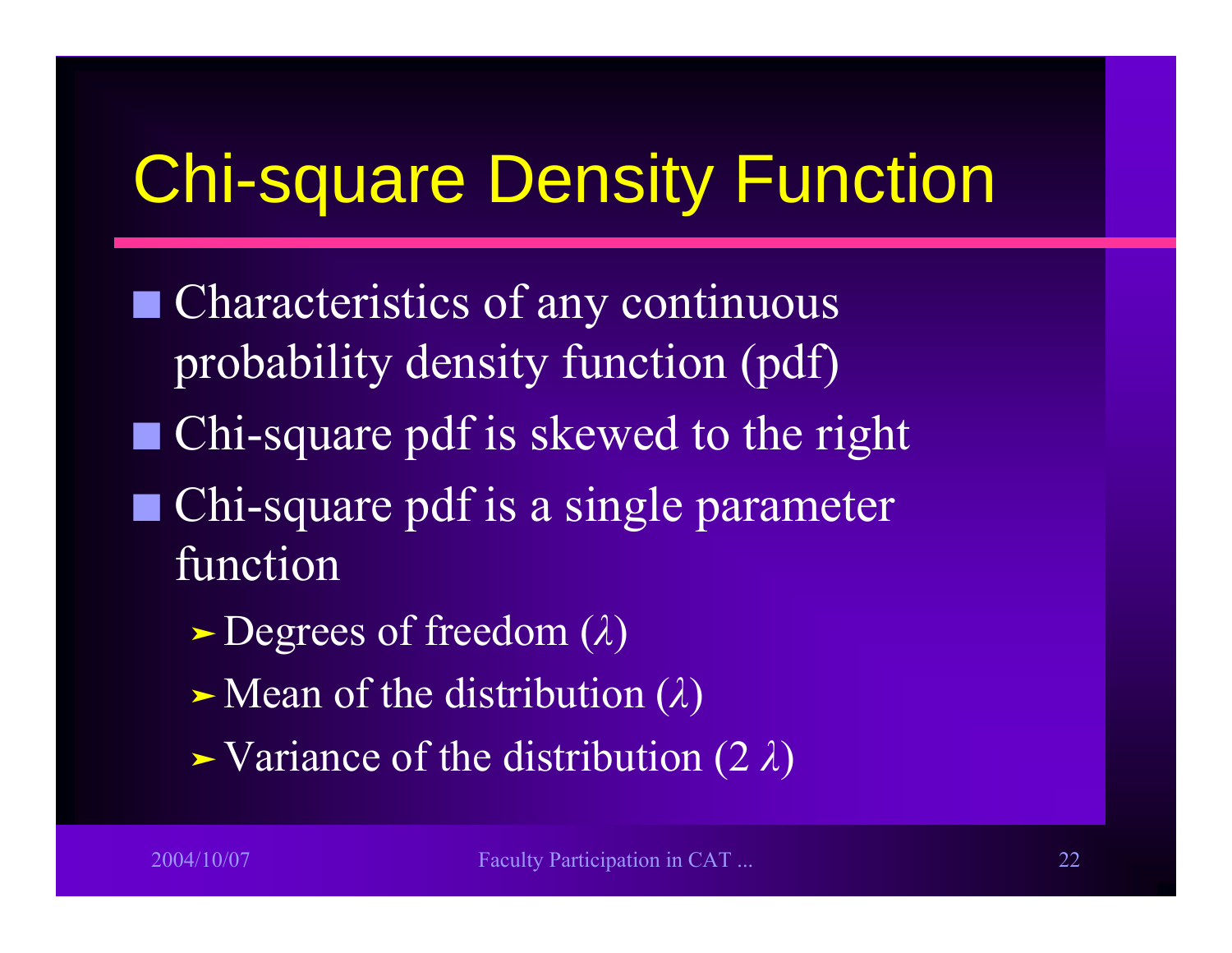# Chi-square Density Function

- Characteristics of any continuous probability density function (pdf)
- Chi-square pdf is skewed to the right
- Chi-square pdf is a single parameter function
  - Degrees of freedom ($\lambda$)
  - Mean of the distribution ($\lambda$)
  - Variance of the distribution ($2\ \lambda$)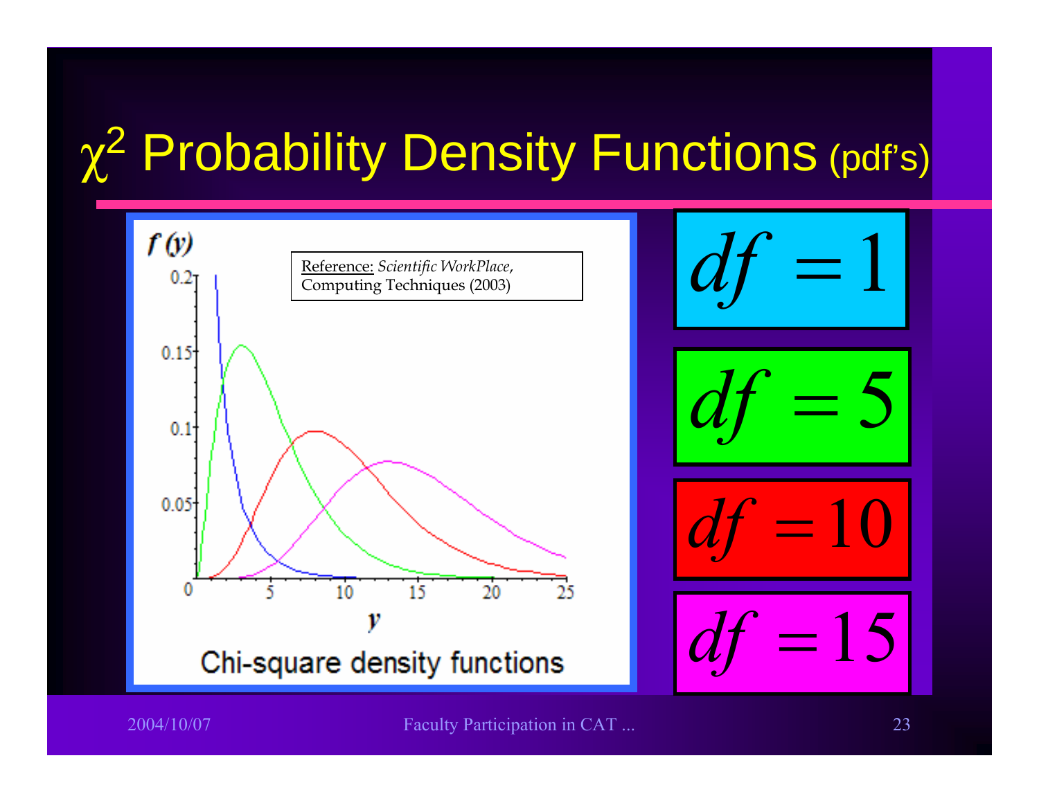# $\chi^2$ Probability Density Functions (pdf's)

Reference: *Scientific WorkPlace*, Computing Techniques (2003)

Chi-square density functions

$df = 1$

$df = 5$

$df = 10$

$df = 15$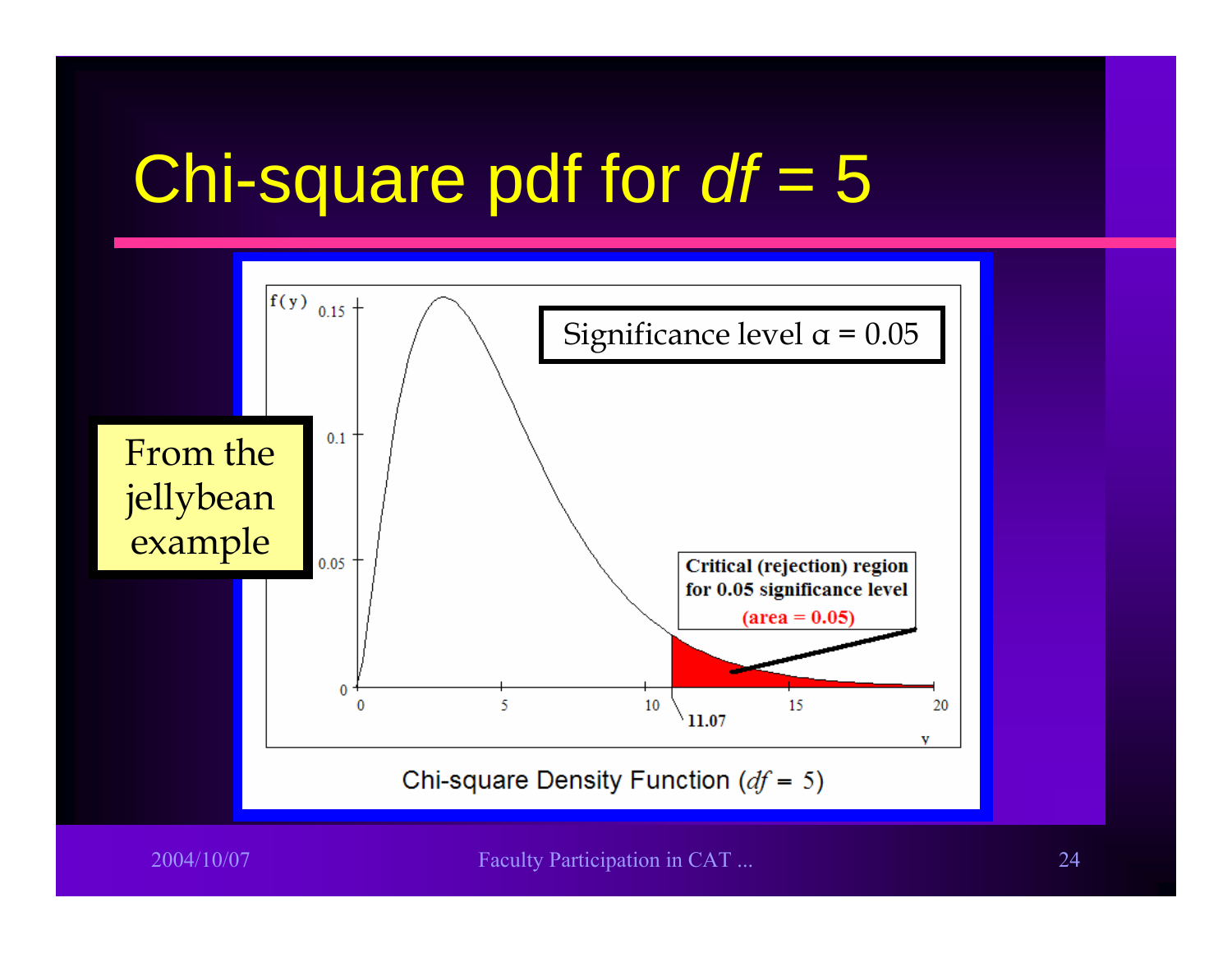# Chi-square pdf for *df* = 5

From the jellybean example

Significance level α = 0.05

Critical (rejection) region for 0.05 significance level (area = 0.05)

11.07

Chi-square Density Function (*df* = 5)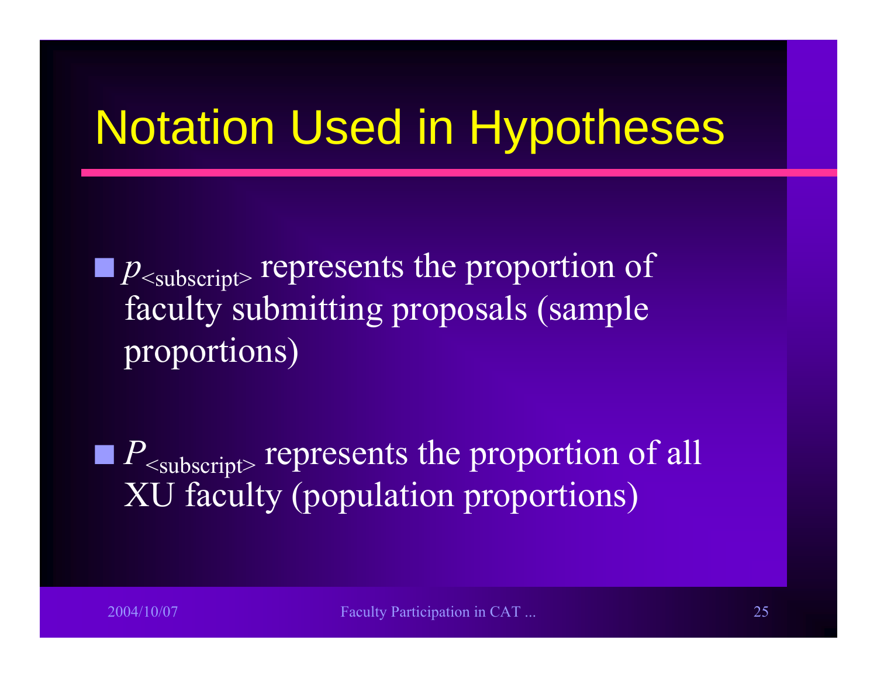# Notation Used in Hypotheses

- $p_{\text{<subscript>}}$ represents the proportion of faculty submitting proposals (sample proportions)

- $P_{\text{<subscript>}}$ represents the proportion of all XU faculty (population proportions)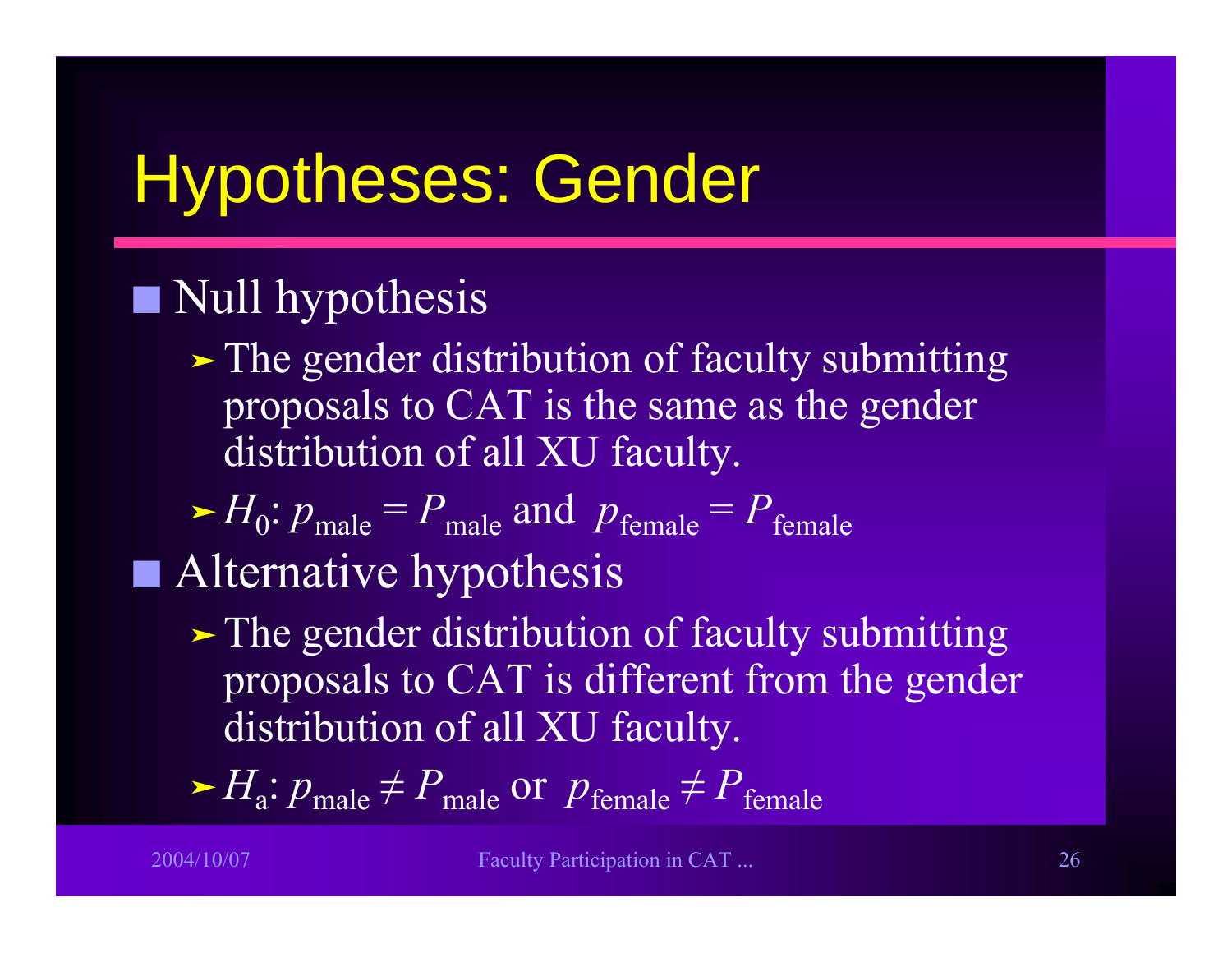# Hypotheses: Gender

- Null hypothesis
  - The gender distribution of faculty submitting proposals to CAT is the same as the gender distribution of all XU faculty.
  - $H_0$: $p_{\text{male}} = P_{\text{male}}$ and $p_{\text{female}} = P_{\text{female}}$
- Alternative hypothesis
  - The gender distribution of faculty submitting proposals to CAT is different from the gender distribution of all XU faculty.
  - $H_a$: $p_{\text{male}} \neq P_{\text{male}}$ or $p_{\text{female}} \neq P_{\text{female}}$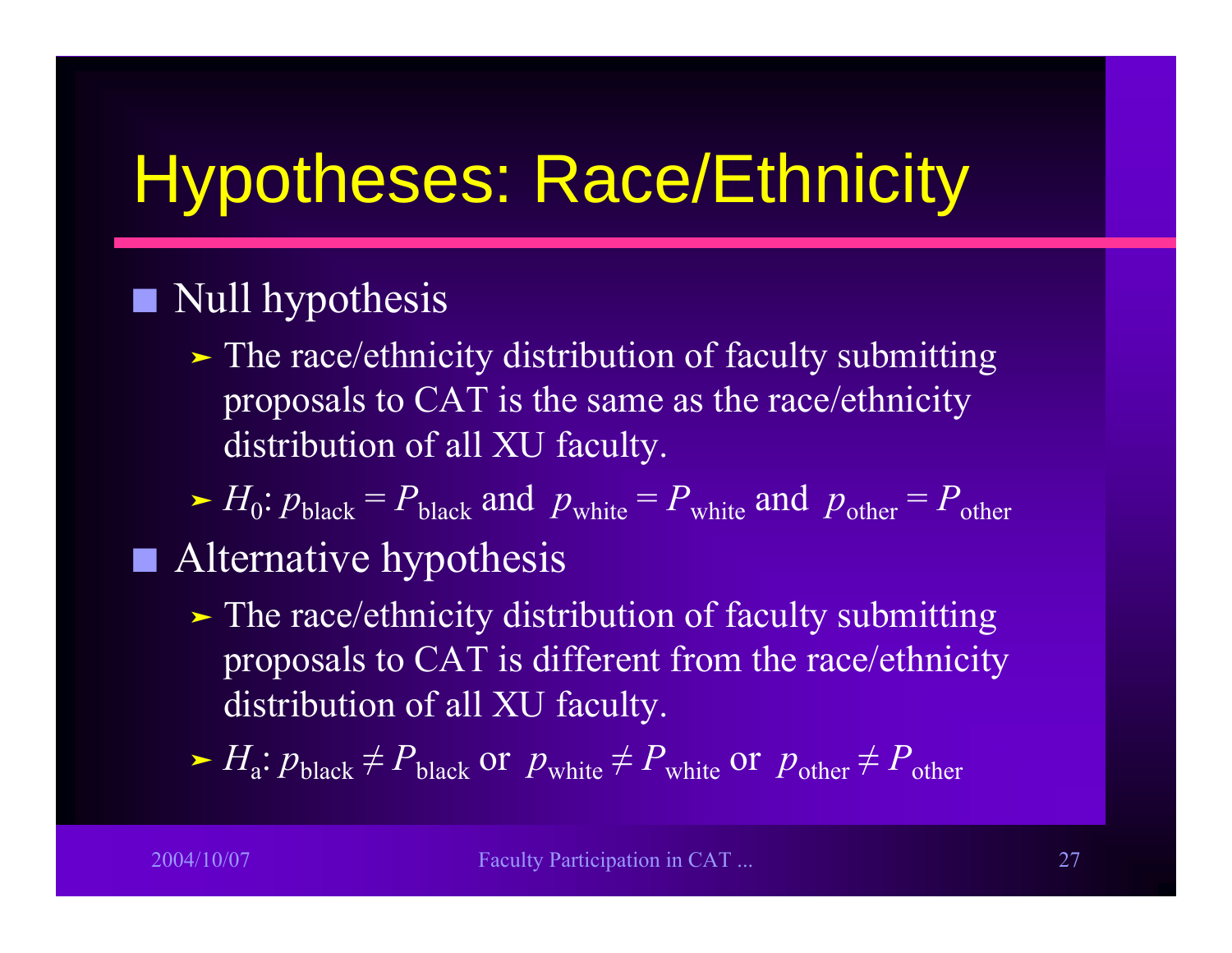# Hypotheses: Race/Ethnicity

- Null hypothesis
  - The race/ethnicity distribution of faculty submitting proposals to CAT is the same as the race/ethnicity distribution of all XU faculty.
  - $H_0$: $p_{\text{black}} = P_{\text{black}}$ and $p_{\text{white}} = P_{\text{white}}$ and $p_{\text{other}} = P_{\text{other}}$
- Alternative hypothesis
  - The race/ethnicity distribution of faculty submitting proposals to CAT is different from the race/ethnicity distribution of all XU faculty.
  - $H_a$: $p_{\text{black}} \neq P_{\text{black}}$ or $p_{\text{white}} \neq P_{\text{white}}$ or $p_{\text{other}} \neq P_{\text{other}}$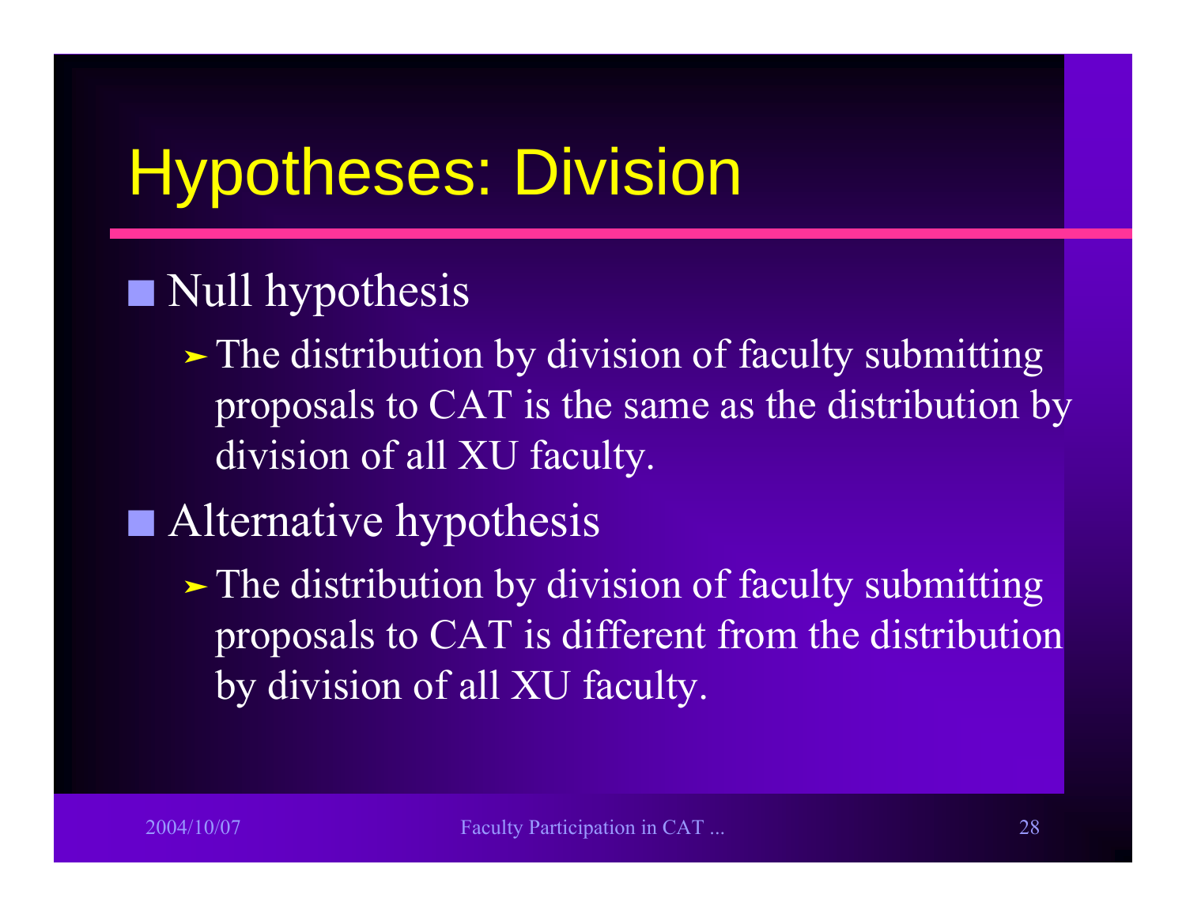# Hypotheses: Division

- Null hypothesis
  - The distribution by division of faculty submitting proposals to CAT is the same as the distribution by division of all XU faculty.
- Alternative hypothesis
  - The distribution by division of faculty submitting proposals to CAT is different from the distribution by division of all XU faculty.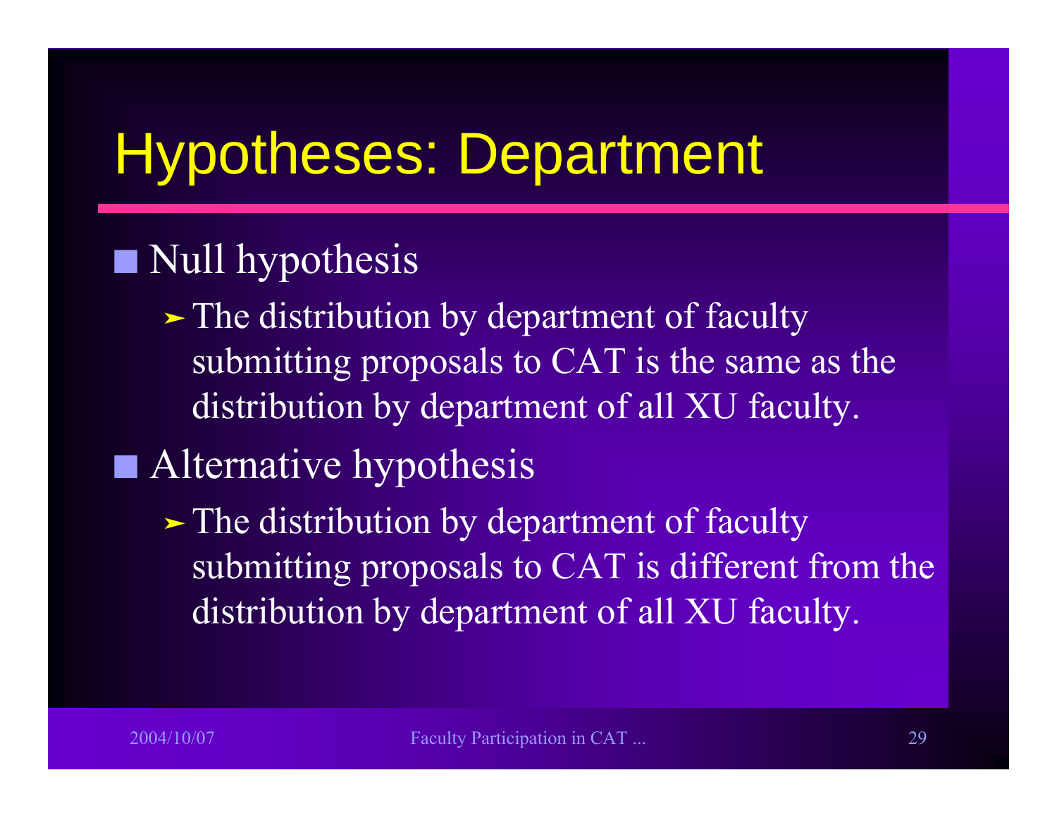# Hypotheses: Department

- Null hypothesis
  - The distribution by department of faculty submitting proposals to CAT is the same as the distribution by department of all XU faculty.
- Alternative hypothesis
  - The distribution by department of faculty submitting proposals to CAT is different from the distribution by department of all XU faculty.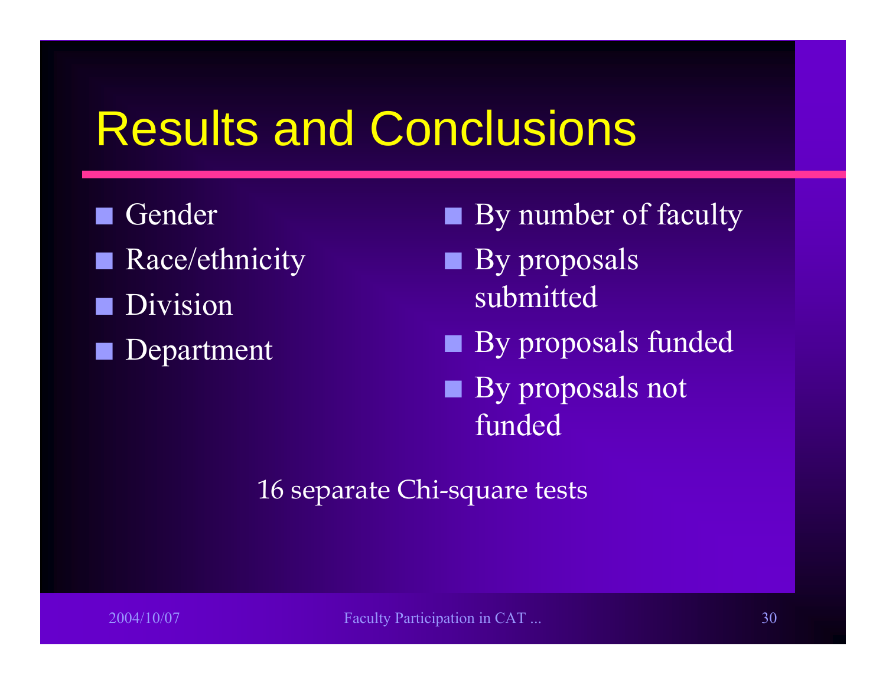# Results and Conclusions

- Gender
- Race/ethnicity
- Division
- Department

- By number of faculty
- By proposals submitted
- By proposals funded
- By proposals not funded

16 separate Chi-square tests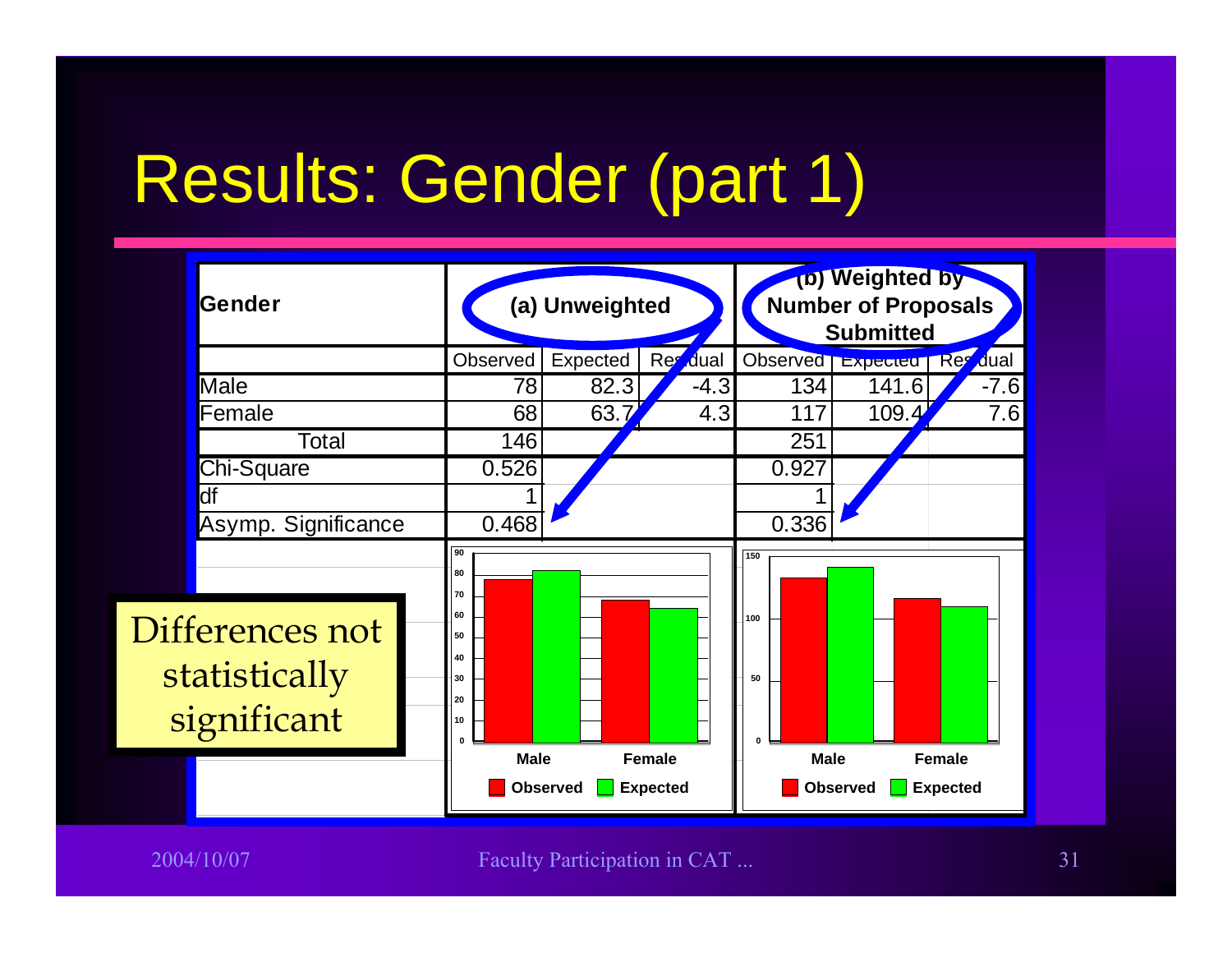# Results: Gender (part 1)

| Gender | (a) Unweighted | | | (b) Weighted by Number of Proposals Submitted | | |
|---|---|---|---|---|---|---|
| | Observed | Expected | Residual | Observed | Expected | Residual |
| Male | 78 | 82.3 | -4.3 | 134 | 141.6 | -7.6 |
| Female | 68 | 63.7 | 4.3 | 117 | 109.4 | 7.6 |
| Total | 146 | | | 251 | | |
| Chi-Square | 0.526 | | | 0.927 | | |
| df | 1 | | | 1 | | |
| Asymp. Significance | 0.468 | | | 0.336 | | |

Differences not statistically significant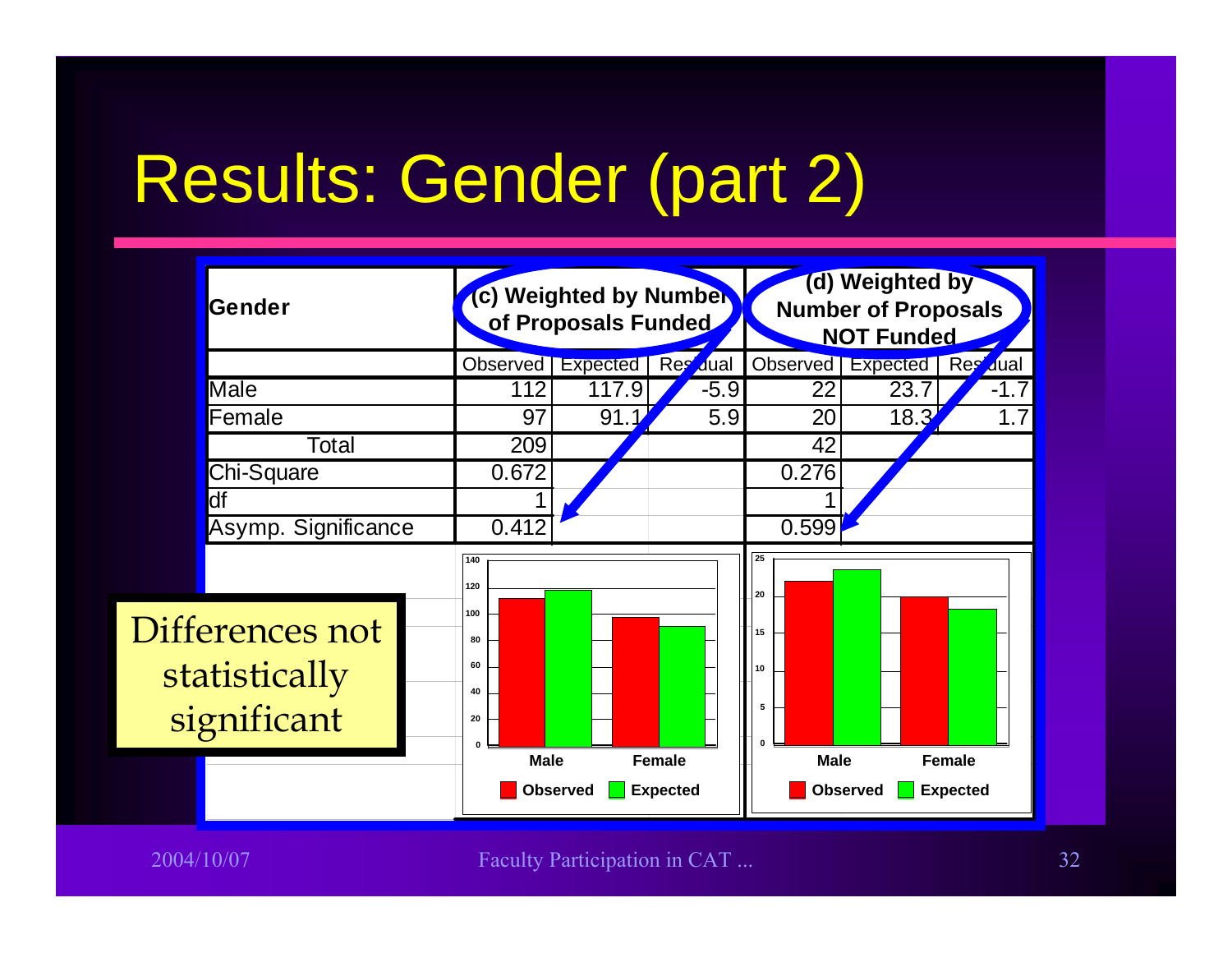# Results: Gender (part 2)

| Gender | (c) Weighted by Number of Proposals Funded | | | (d) Weighted by Number of Proposals NOT Funded | | |
|---|---|---|---|---|---|---|
| | Observed | Expected | Residual | Observed | Expected | Residual |
| Male | 112 | 117.9 | -5.9 | 22 | 23.7 | -1.7 |
| Female | 97 | 91.1 | 5.9 | 20 | 18.3 | 1.7 |
| Total | 209 | | | 42 | | |
| Chi-Square | 0.672 | | | 0.276 | | |
| df | 1 | | | 1 | | |
| Asymp. Significance | 0.412 | | | 0.599 | | |

Differences not statistically significant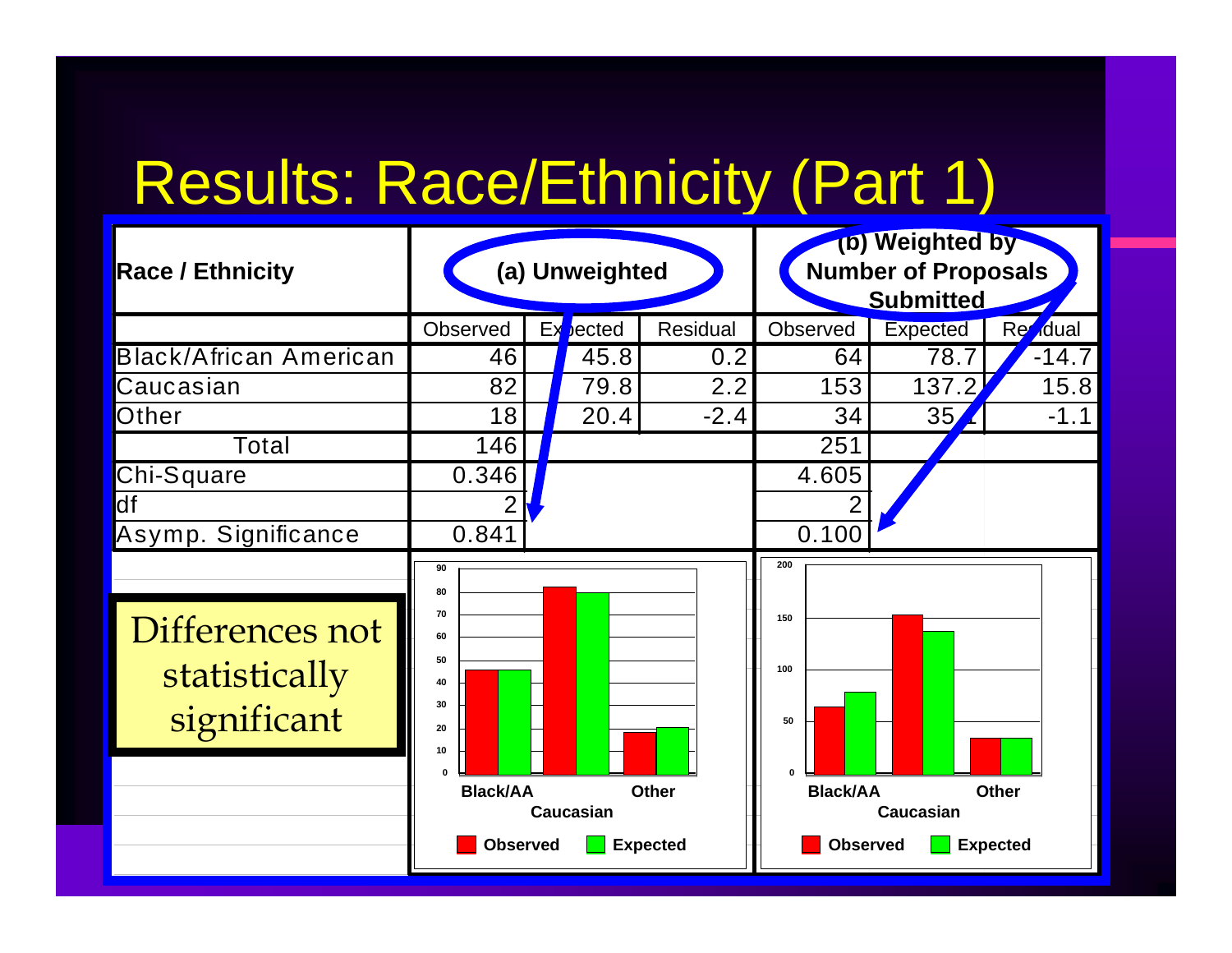# Results: Race/Ethnicity (Part 1)

| Race / Ethnicity | (a) Unweighted | | | (b) Weighted by Number of Proposals Submitted | | |
|---|---|---|---|---|---|---|
| | Observed | Expected | Residual | Observed | Expected | Residual |
| Black/African American | 46 | 45.8 | 0.2 | 64 | 78.7 | -14.7 |
| Caucasian | 82 | 79.8 | 2.2 | 153 | 137.2 | 15.8 |
| Other | 18 | 20.4 | -2.4 | 34 | 35.1 | -1.1 |
| Total | 146 | | | 251 | | |
| Chi-Square | 0.346 | | | 4.605 | | |
| df | 2 | | | 2 | | |
| Asymp. Significance | 0.841 | | | 0.100 | | |

Differences not statistically significant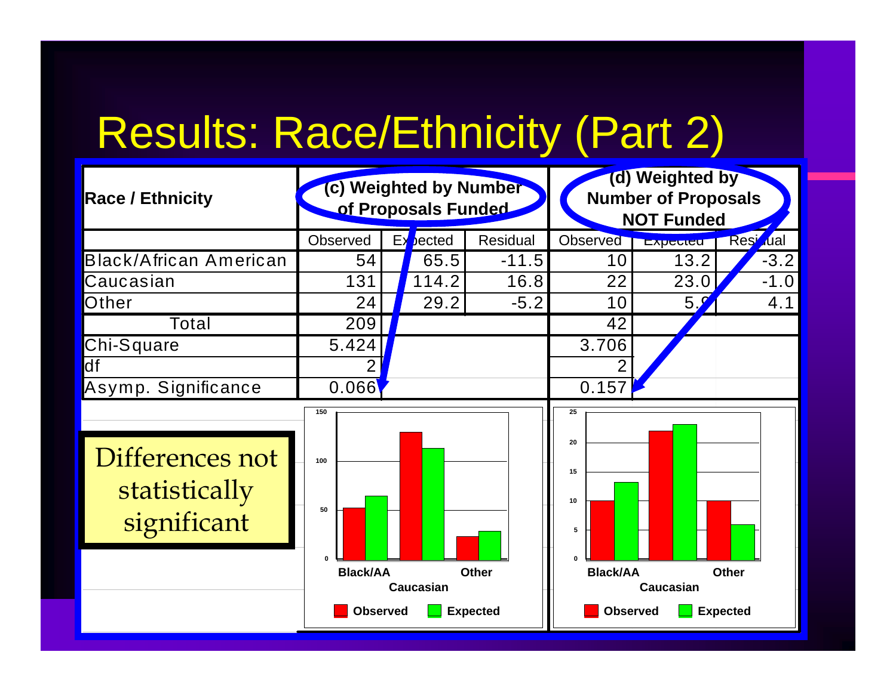# Results: Race/Ethnicity (Part 2)

| Race / Ethnicity | (c) Weighted by Number of Proposals Funded | | | (d) Weighted by Number of Proposals NOT Funded | | |
|---|---|---|---|---|---|---|
| | Observed | Expected | Residual | Observed | Expected | Residual |
| Black/African American | 54 | 65.5 | -11.5 | 10 | 13.2 | -3.2 |
| Caucasian | 131 | 114.2 | 16.8 | 22 | 23.0 | -1.0 |
| Other | 24 | 29.2 | -5.2 | 10 | 5.9 | 4.1 |
| Total | 209 | | | 42 | | |
| Chi-Square | 5.424 | | | 3.706 | | |
| df | 2 | | | 2 | | |
| Asymp. Significance | 0.066 | | | 0.157 | | |

Differences not statistically significant

150
100
50
0
Black/AA
Caucasian
Other
Observed
Expected

25
20
15
10
5
0
Black/AA
Caucasian
Other
Observed
Expected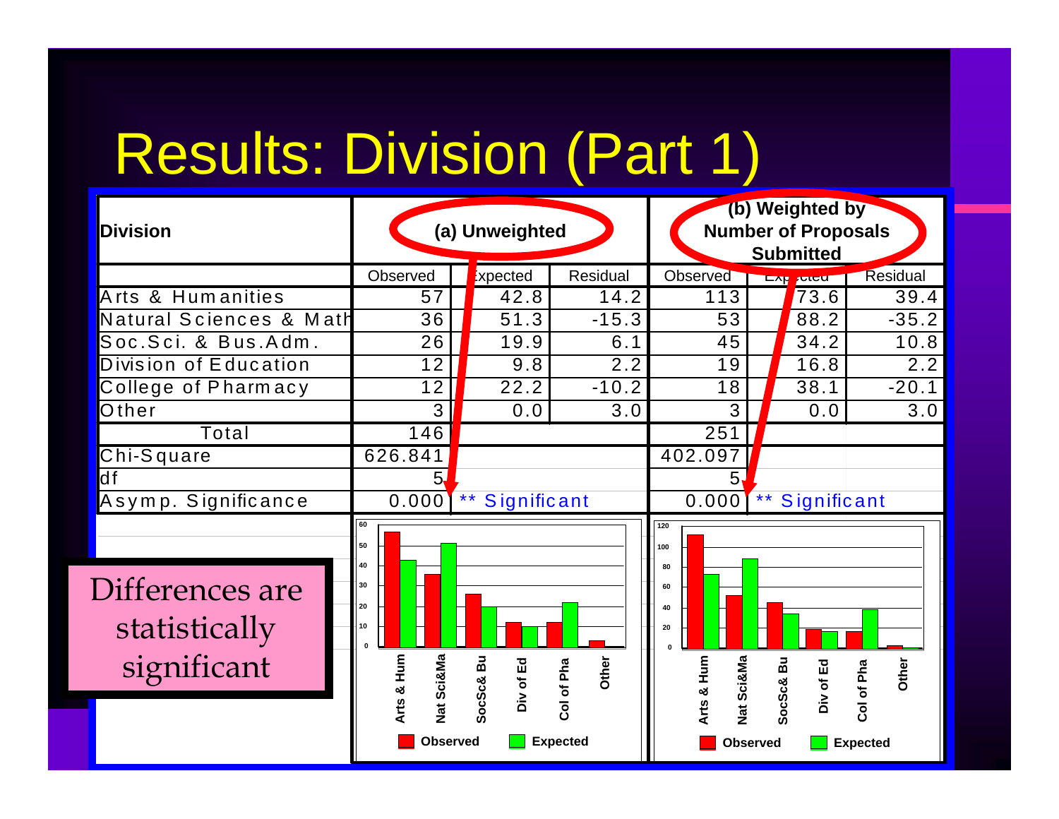# Results: Division (Part 1)

| Division | (a) Unweighted | | | (b) Weighted by Number of Proposals Submitted | | |
|---|---|---|---|---|---|---|
| | Observed | Expected | Residual | Observed | Expected | Residual |
| Arts & Humanities | 57 | 42.8 | 14.2 | 113 | 73.6 | 39.4 |
| Natural Sciences & Math | 36 | 51.3 | -15.3 | 53 | 88.2 | -35.2 |
| Soc.Sci. & Bus.Adm. | 26 | 19.9 | 6.1 | 45 | 34.2 | 10.8 |
| Division of Education | 12 | 9.8 | 2.2 | 19 | 16.8 | 2.2 |
| College of Pharmacy | 12 | 22.2 | -10.2 | 18 | 38.1 | -20.1 |
| Other | 3 | 0.0 | 3.0 | 3 | 0.0 | 3.0 |
| Total | 146 | | | 251 | | |
| Chi-Square | 626.841 | | | 402.097 | | |
| df | 5 | | | 5 | | |
| Asymp. Significance | 0.000 | ** Significant | | 0.000 | ** Significant | |

Differences are statistically significant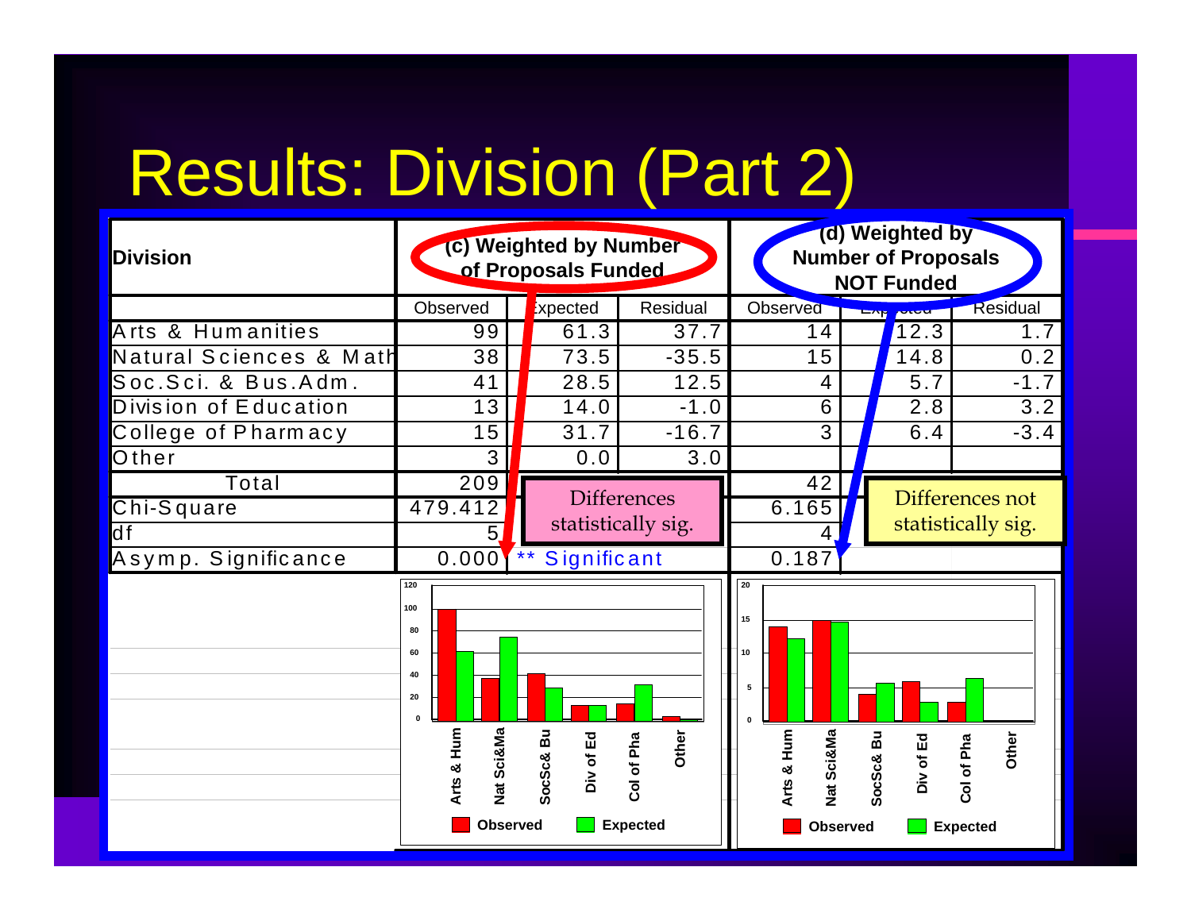# Results: Division (Part 2)

| Division | (c) Weighted by Number of Proposals Funded | | | (d) Weighted by Number of Proposals NOT Funded | | |
|---|---|---|---|---|---|---|
| | Observed | Expected | Residual | Observed | Expected | Residual |
| Arts & Humanities | 99 | 61.3 | 37.7 | 14 | 12.3 | 1.7 |
| Natural Sciences & Math | 38 | 73.5 | -35.5 | 15 | 14.8 | 0.2 |
| Soc.Sci. & Bus.Adm. | 41 | 28.5 | 12.5 | 4 | 5.7 | -1.7 |
| Division of Education | 13 | 14.0 | -1.0 | 6 | 2.8 | 3.2 |
| College of Pharmacy | 15 | 31.7 | -16.7 | 3 | 6.4 | -3.4 |
| Other | 3 | 0.0 | 3.0 | | | |
| Total | 209 | | | 42 | | |
| Chi-Square | 479.412 | | | 6.165 | | |
| df | 5 | | | 4 | | |
| Asymp. Significance | 0.000 | ** Significant | | 0.187 | | |

Differences statistically sig.

Differences not statistically sig.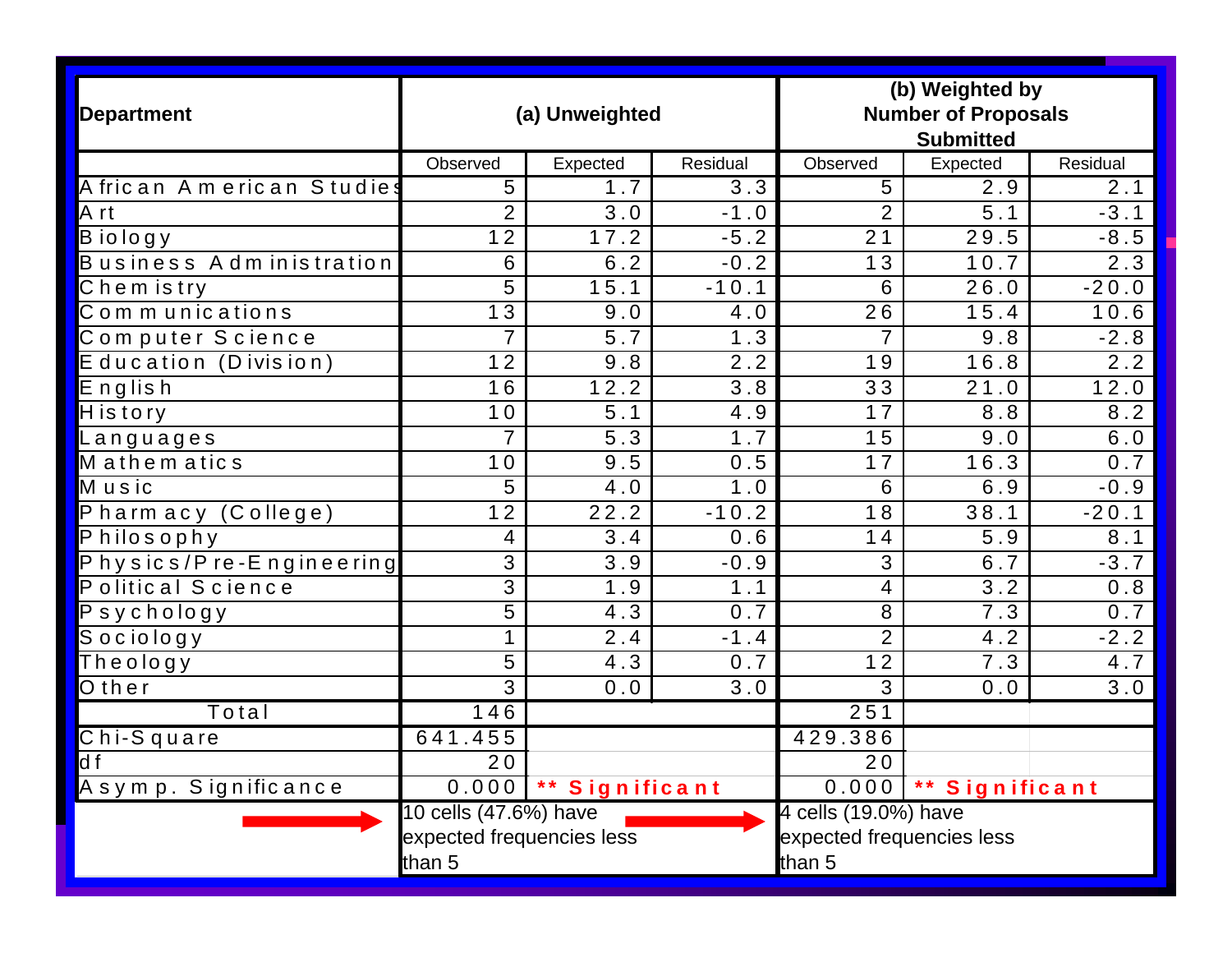| Department | (a) Unweighted | | | (b) Weighted by Number of Proposals Submitted | | |
|---|---|---|---|---|---|---|
| | Observed | Expected | Residual | Observed | Expected | Residual |
| African American Studies | 5 | 1.7 | 3.3 | 5 | 2.9 | 2.1 |
| Art | 2 | 3.0 | -1.0 | 2 | 5.1 | -3.1 |
| Biology | 12 | 17.2 | -5.2 | 21 | 29.5 | -8.5 |
| Business Administration | 6 | 6.2 | -0.2 | 13 | 10.7 | 2.3 |
| Chemistry | 5 | 15.1 | -10.1 | 6 | 26.0 | -20.0 |
| Communications | 13 | 9.0 | 4.0 | 26 | 15.4 | 10.6 |
| Computer Science | 7 | 5.7 | 1.3 | 7 | 9.8 | -2.8 |
| Education (Division) | 12 | 9.8 | 2.2 | 19 | 16.8 | 2.2 |
| English | 16 | 12.2 | 3.8 | 33 | 21.0 | 12.0 |
| History | 10 | 5.1 | 4.9 | 17 | 8.8 | 8.2 |
| Languages | 7 | 5.3 | 1.7 | 15 | 9.0 | 6.0 |
| Mathematics | 10 | 9.5 | 0.5 | 17 | 16.3 | 0.7 |
| Music | 5 | 4.0 | 1.0 | 6 | 6.9 | -0.9 |
| Pharmacy (College) | 12 | 22.2 | -10.2 | 18 | 38.1 | -20.1 |
| Philosophy | 4 | 3.4 | 0.6 | 14 | 5.9 | 8.1 |
| Physics/Pre-Engineering | 3 | 3.9 | -0.9 | 3 | 6.7 | -3.7 |
| Political Science | 3 | 1.9 | 1.1 | 4 | 3.2 | 0.8 |
| Psychology | 5 | 4.3 | 0.7 | 8 | 7.3 | 0.7 |
| Sociology | 1 | 2.4 | -1.4 | 2 | 4.2 | -2.2 |
| Theology | 5 | 4.3 | 0.7 | 12 | 7.3 | 4.7 |
| Other | 3 | 0.0 | 3.0 | 3 | 0.0 | 3.0 |
| Total | 146 | | | 251 | | |
| Chi-Square | 641.455 | | | 429.386 | | |
| df | 20 | | | 20 | | |
| Asymp. Significance | 0.000 | ** Significant | | 0.000 | ** Significant | |
| → | 10 cells (47.6%) have expected frequencies less than 5 | → | | 4 cells (19.0%) have expected frequencies less than 5 | | |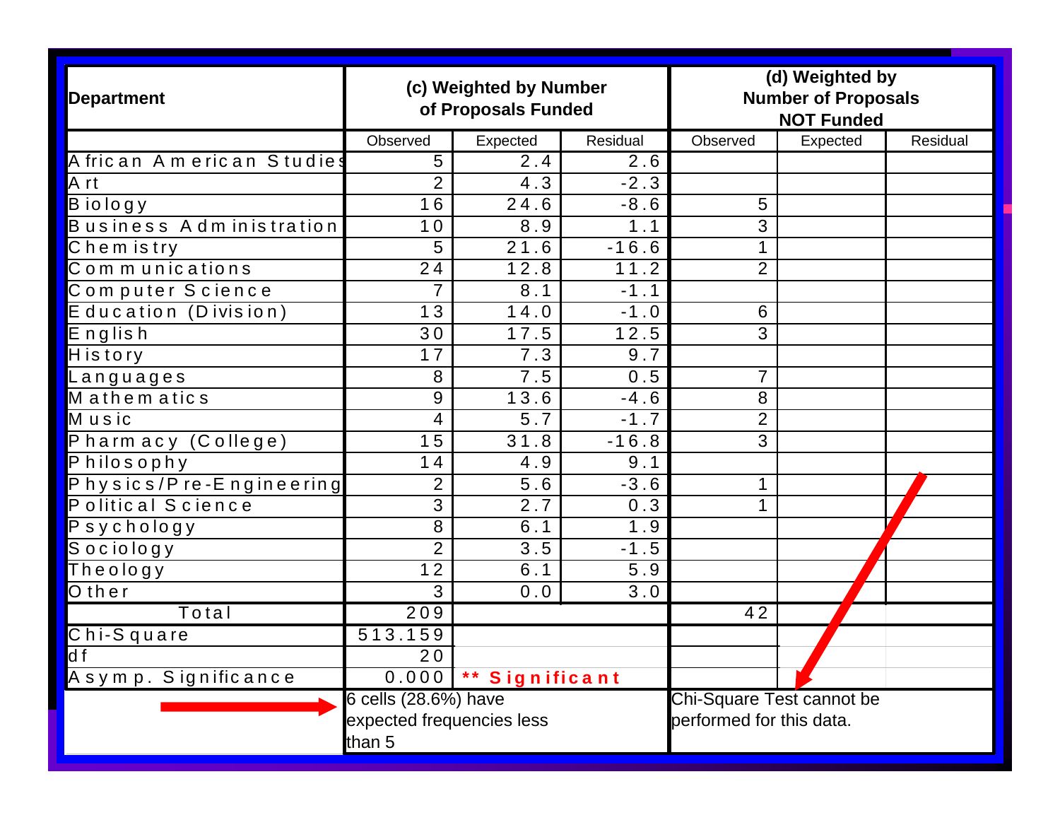| Department | (c) Weighted by Number of Proposals Funded | | | (d) Weighted by Number of Proposals NOT Funded | | |
|---|---|---|---|---|---|---|
| | Observed | Expected | Residual | Observed | Expected | Residual |
| African American Studies | 5 | 2.4 | 2.6 | | | |
| Art | 2 | 4.3 | -2.3 | | | |
| Biology | 16 | 24.6 | -8.6 | 5 | | |
| Business Administration | 10 | 8.9 | 1.1 | 3 | | |
| Chemistry | 5 | 21.6 | -16.6 | 1 | | |
| Communications | 24 | 12.8 | 11.2 | 2 | | |
| Computer Science | 7 | 8.1 | -1.1 | | | |
| Education (Division) | 13 | 14.0 | -1.0 | 6 | | |
| English | 30 | 17.5 | 12.5 | 3 | | |
| History | 17 | 7.3 | 9.7 | | | |
| Languages | 8 | 7.5 | 0.5 | 7 | | |
| Mathematics | 9 | 13.6 | -4.6 | 8 | | |
| Music | 4 | 5.7 | -1.7 | 2 | | |
| Pharmacy (College) | 15 | 31.8 | -16.8 | 3 | | |
| Philosophy | 14 | 4.9 | 9.1 | | | |
| Physics/Pre-Engineering | 2 | 5.6 | -3.6 | 1 | | |
| Political Science | 3 | 2.7 | 0.3 | 1 | | |
| Psychology | 8 | 6.1 | 1.9 | | | |
| Sociology | 2 | 3.5 | -1.5 | | | |
| Theology | 12 | 6.1 | 5.9 | | | |
| Other | 3 | 0.0 | 3.0 | | | |
| Total | 209 | | | 42 | | |
| Chi-Square | 513.159 | | | | | |
| df | 20 | | | | | |
| Asymp. Significance | 0.000 | ** Significant | | | | |
| | 6 cells (28.6%) have expected frequencies less than 5 | | | Chi-Square Test cannot be performed for this data. | | |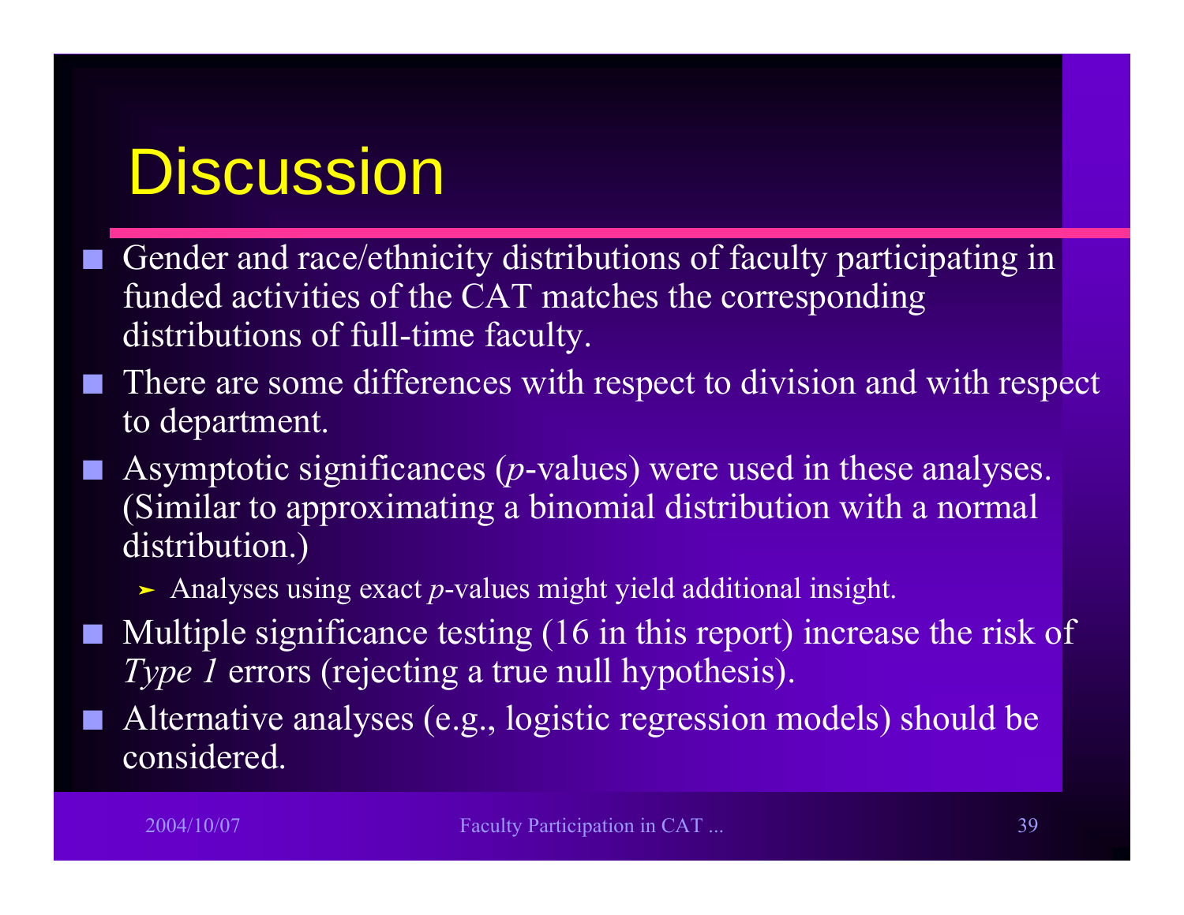# Discussion

- Gender and race/ethnicity distributions of faculty participating in funded activities of the CAT matches the corresponding distributions of full-time faculty.
- There are some differences with respect to division and with respect to department.
- Asymptotic significances (*p*-values) were used in these analyses. (Similar to approximating a binomial distribution with a normal distribution.)
  - Analyses using exact *p*-values might yield additional insight.
- Multiple significance testing (16 in this report) increase the risk of *Type 1* errors (rejecting a true null hypothesis).
- Alternative analyses (e.g., logistic regression models) should be considered.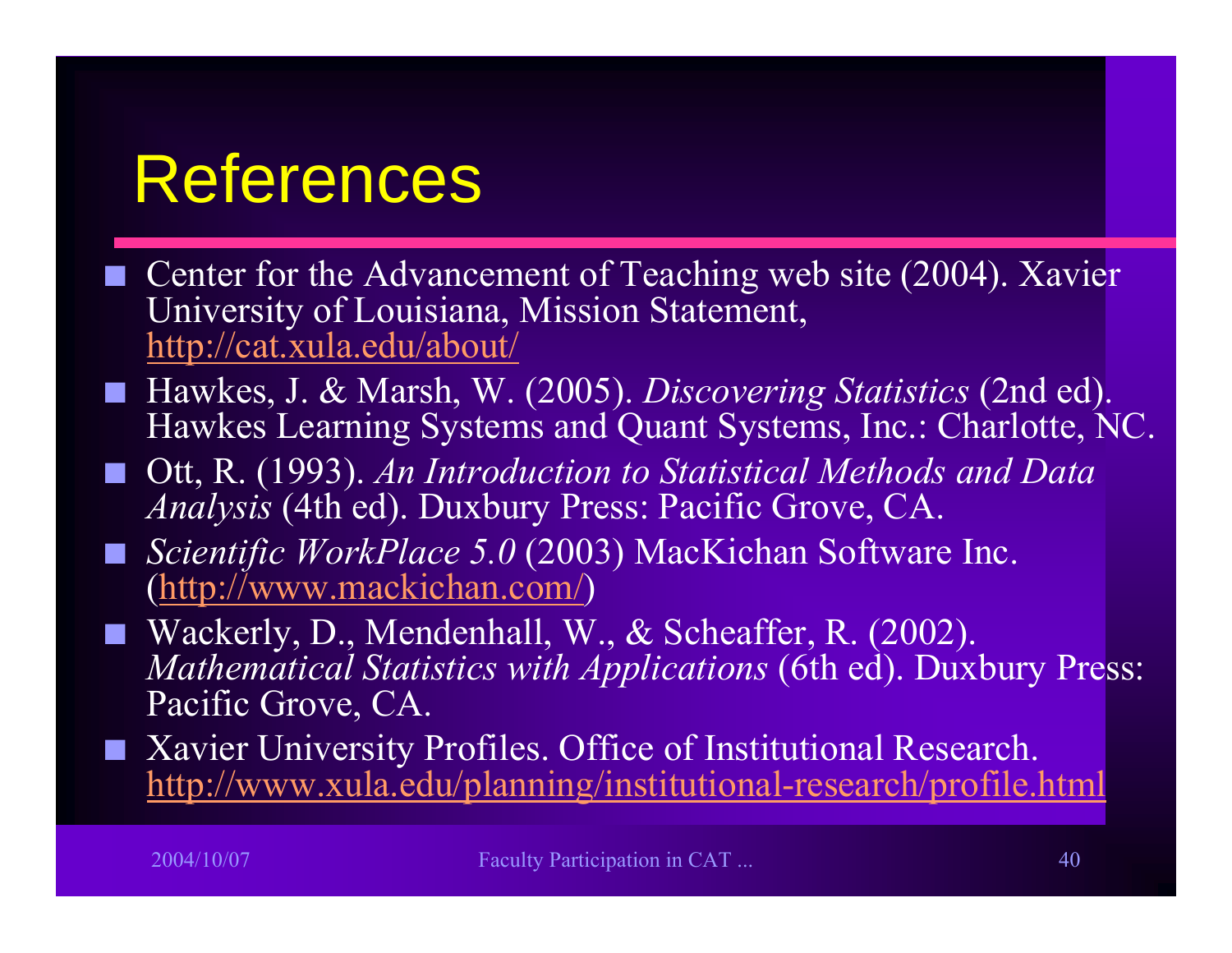# References

- Center for the Advancement of Teaching web site (2004). Xavier University of Louisiana, Mission Statement, http://cat.xula.edu/about/
- Hawkes, J. & Marsh, W. (2005). *Discovering Statistics* (2nd ed). Hawkes Learning Systems and Quant Systems, Inc.: Charlotte, NC.
- Ott, R. (1993). *An Introduction to Statistical Methods and Data Analysis* (4th ed). Duxbury Press: Pacific Grove, CA.
- *Scientific WorkPlace 5.0* (2003) MacKichan Software Inc. (http://www.mackichan.com/)
- Wackerly, D., Mendenhall, W., & Scheaffer, R. (2002). *Mathematical Statistics with Applications* (6th ed). Duxbury Press: Pacific Grove, CA.
- Xavier University Profiles. Office of Institutional Research. http://www.xula.edu/planning/institutional-research/profile.html